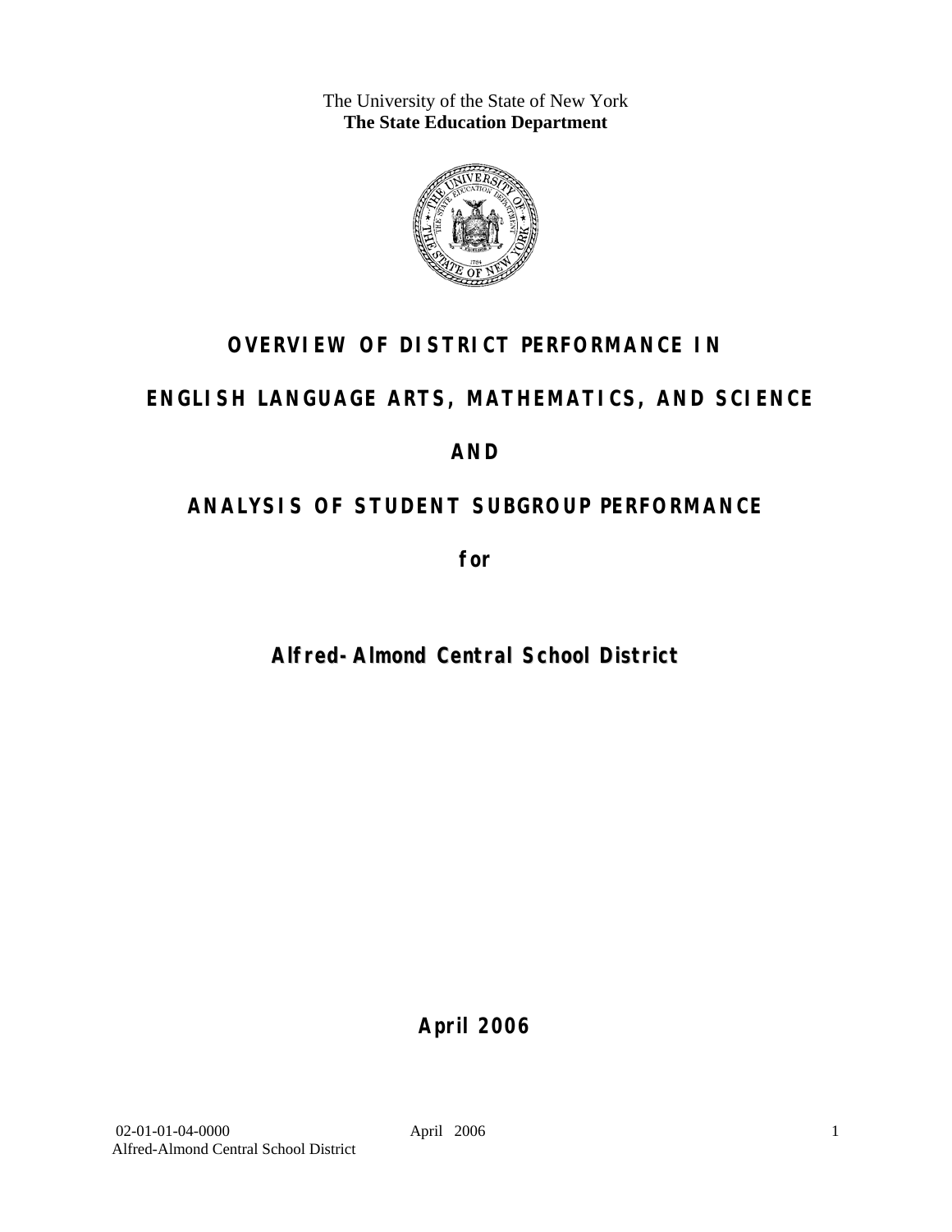The University of the State of New York
**The State Education Department**

# OVERVIEW OF DISTRICT PERFORMANCE IN

# ENGLISH LANGUAGE ARTS, MATHEMATICS, AND SCIENCE

# AND

# ANALYSIS OF STUDENT SUBGROUP PERFORMANCE

**for**

## Alfred-Almond Central School District

**April 2006**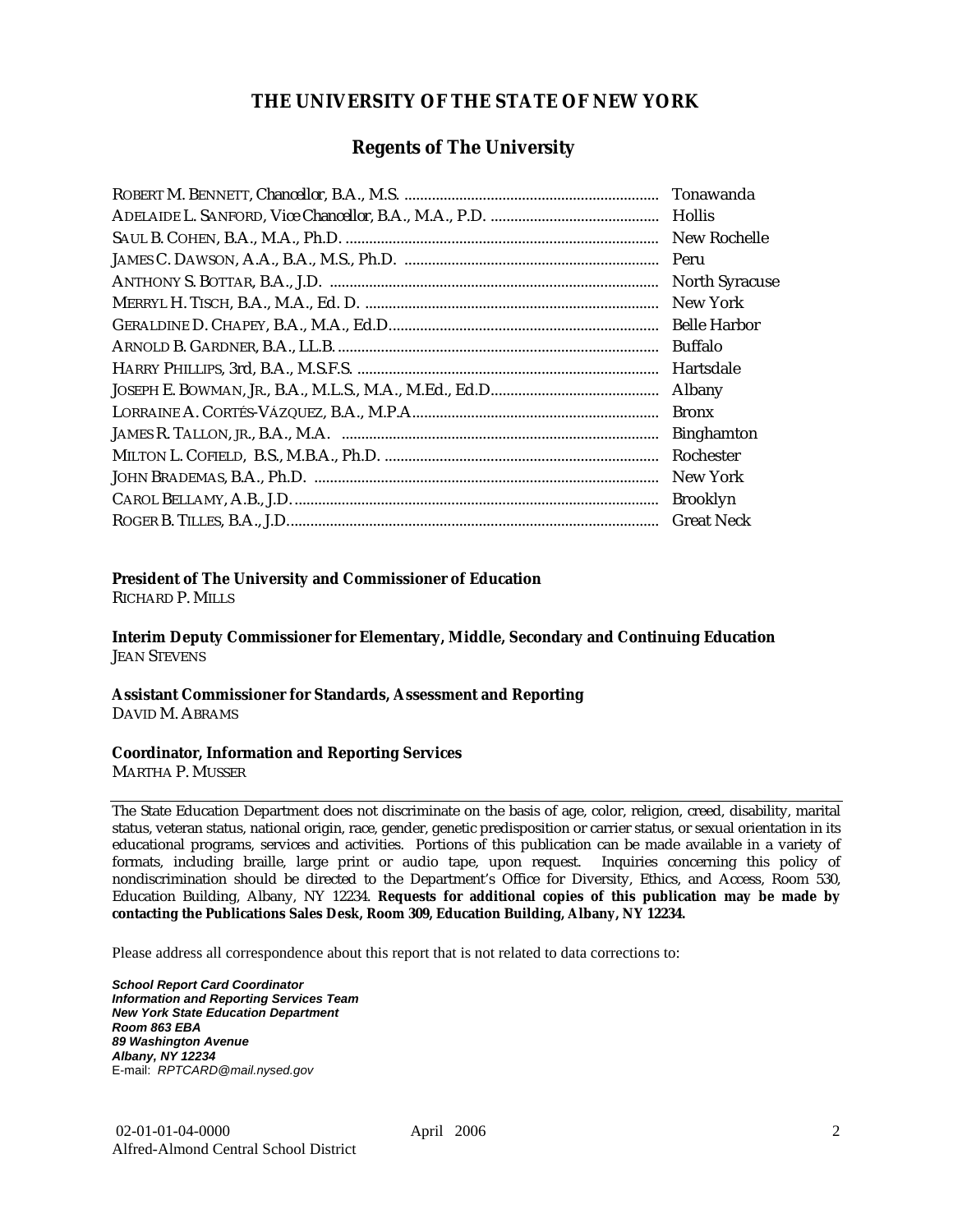# THE UNIVERSITY OF THE STATE OF NEW YORK

## Regents of The University

ROBERT M. BENNETT, Chancellor, B.A., M.S. .................................................................. Tonawanda
ADELAIDE L. SANFORD, Vice Chancellor, B.A., M.A., P.D. .......................................... Hollis
SAUL B. COHEN, B.A., M.A., Ph.D. ................................................................................ New Rochelle
JAMES C. DAWSON, A.A., B.A., M.S., Ph.D. ................................................................ Peru
ANTHONY S. BOTTAR, B.A., J.D. .................................................................................... North Syracuse
MERRYL H. TISCH, B.A., M.A., Ed. D. .......................................................................... New York
GERALDINE D. CHAPEY, B.A., M.A., Ed.D.................................................................... Belle Harbor
ARNOLD B. GARDNER, B.A., LL.B. ................................................................................. Buffalo
HARRY PHILLIPS, 3rd, B.A., M.S.F.S. ............................................................................ Hartsdale
JOSEPH E. BOWMAN, JR., B.A., M.L.S., M.A., M.Ed., Ed.D.......................................... Albany
LORRAINE A. CORTÉS-VÁZQUEZ, B.A., M.P.A.............................................................. Bronx
JAMES R. TALLON, JR., B.A., M.A. ................................................................................ Binghamton
MILTON L. COFIELD, B.S., M.B.A., Ph.D. ..................................................................... Rochester
JOHN BRADEMAS, B.A., Ph.D. ....................................................................................... New York
CAROL BELLAMY, A.B., J.D. ............................................................................................ Brooklyn
ROGER B. TILLES, B.A., J.D............................................................................................. Great Neck

**President of The University and Commissioner of Education**
RICHARD P. MILLS

**Interim Deputy Commissioner for Elementary, Middle, Secondary and Continuing Education**
JEAN STEVENS

**Assistant Commissioner for Standards, Assessment and Reporting**
DAVID M. ABRAMS

**Coordinator, Information and Reporting Services**
MARTHA P. MUSSER

---

The State Education Department does not discriminate on the basis of age, color, religion, creed, disability, marital status, veteran status, national origin, race, gender, genetic predisposition or carrier status, or sexual orientation in its educational programs, services and activities. Portions of this publication can be made available in a variety of formats, including braille, large print or audio tape, upon request. Inquiries concerning this policy of nondiscrimination should be directed to the Department's Office for Diversity, Ethics, and Access, Room 530, Education Building, Albany, NY 12234. **Requests for additional copies of this publication may be made by contacting the Publications Sales Desk, Room 309, Education Building, Albany, NY 12234.**

Please address all correspondence about this report that is not related to data corrections to:

***School Report Card Coordinator***
***Information and Reporting Services Team***
***New York State Education Department***
***Room 863 EBA***
***89 Washington Avenue***
***Albany, NY 12234***
E-mail: *RPTCARD@mail.nysed.gov*

02-01-01-04-0000 April 2006
Alfred-Almond Central School District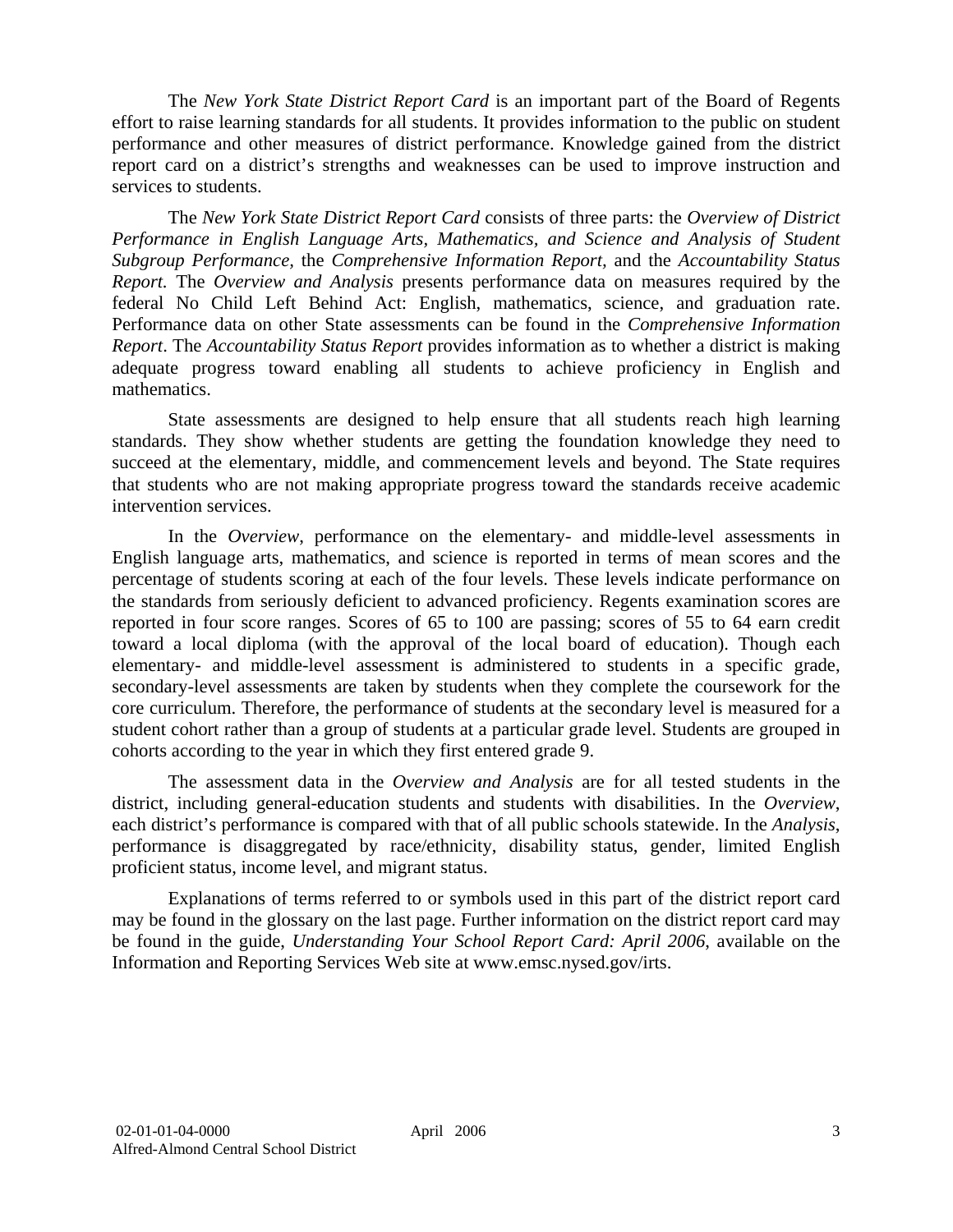The *New York State District Report Card* is an important part of the Board of Regents effort to raise learning standards for all students. It provides information to the public on student performance and other measures of district performance. Knowledge gained from the district report card on a district's strengths and weaknesses can be used to improve instruction and services to students.

The *New York State District Report Card* consists of three parts: the *Overview of District Performance in English Language Arts, Mathematics, and Science and Analysis of Student Subgroup Performance,* the *Comprehensive Information Report,* and the *Accountability Status Report.* The *Overview and Analysis* presents performance data on measures required by the federal No Child Left Behind Act: English, mathematics, science, and graduation rate. Performance data on other State assessments can be found in the *Comprehensive Information Report*. The *Accountability Status Report* provides information as to whether a district is making adequate progress toward enabling all students to achieve proficiency in English and mathematics.

State assessments are designed to help ensure that all students reach high learning standards. They show whether students are getting the foundation knowledge they need to succeed at the elementary, middle, and commencement levels and beyond. The State requires that students who are not making appropriate progress toward the standards receive academic intervention services.

In the *Overview*, performance on the elementary- and middle-level assessments in English language arts, mathematics, and science is reported in terms of mean scores and the percentage of students scoring at each of the four levels. These levels indicate performance on the standards from seriously deficient to advanced proficiency. Regents examination scores are reported in four score ranges. Scores of 65 to 100 are passing; scores of 55 to 64 earn credit toward a local diploma (with the approval of the local board of education). Though each elementary- and middle-level assessment is administered to students in a specific grade, secondary-level assessments are taken by students when they complete the coursework for the core curriculum. Therefore, the performance of students at the secondary level is measured for a student cohort rather than a group of students at a particular grade level. Students are grouped in cohorts according to the year in which they first entered grade 9.

The assessment data in the *Overview and Analysis* are for all tested students in the district, including general-education students and students with disabilities. In the *Overview*, each district's performance is compared with that of all public schools statewide. In the *Analysis*, performance is disaggregated by race/ethnicity, disability status, gender, limited English proficient status, income level, and migrant status.

Explanations of terms referred to or symbols used in this part of the district report card may be found in the glossary on the last page. Further information on the district report card may be found in the guide, *Understanding Your School Report Card: April 2006*, available on the Information and Reporting Services Web site at www.emsc.nysed.gov/irts.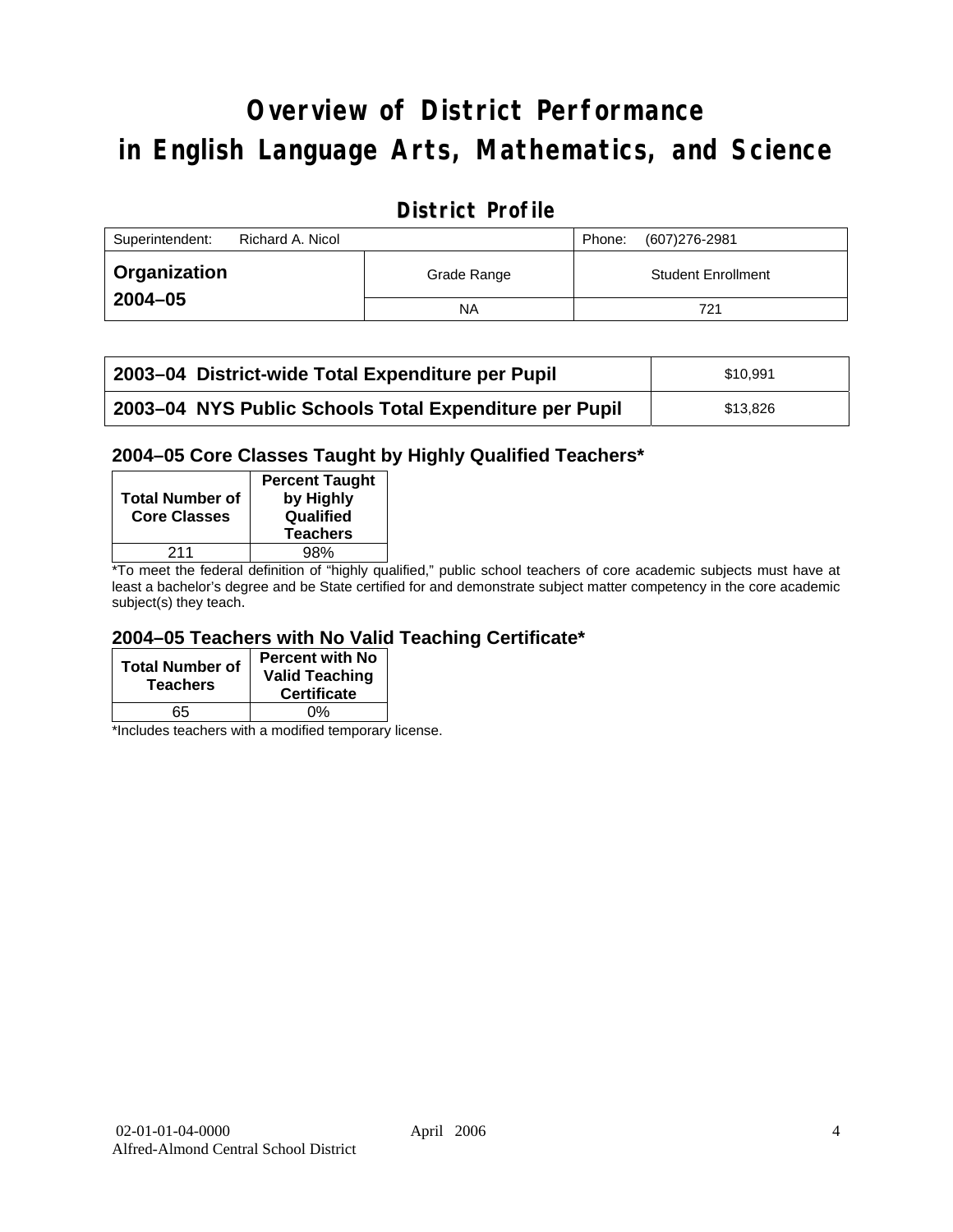# Overview of District Performance in English Language Arts, Mathematics, and Science

## District Profile

| Superintendent: Richard A. Nicol | | Phone: (607)276-2981 |
|---|---|---|
| **Organization 2004–05** | Grade Range | Student Enrollment |
| | NA | 721 |

| | |
|---|---|
| **2003–04 District-wide Total Expenditure per Pupil** | $10,991 |
| **2003–04 NYS Public Schools Total Expenditure per Pupil** | $13,826 |

### 2004–05 Core Classes Taught by Highly Qualified Teachers*

| Total Number of Core Classes | Percent Taught by Highly Qualified Teachers |
|---|---|
| 211 | 98% |

*To meet the federal definition of "highly qualified," public school teachers of core academic subjects must have at least a bachelor's degree and be State certified for and demonstrate subject matter competency in the core academic subject(s) they teach.

### 2004–05 Teachers with No Valid Teaching Certificate*

| Total Number of Teachers | Percent with No Valid Teaching Certificate |
|---|---|
| 65 | 0% |

*Includes teachers with a modified temporary license.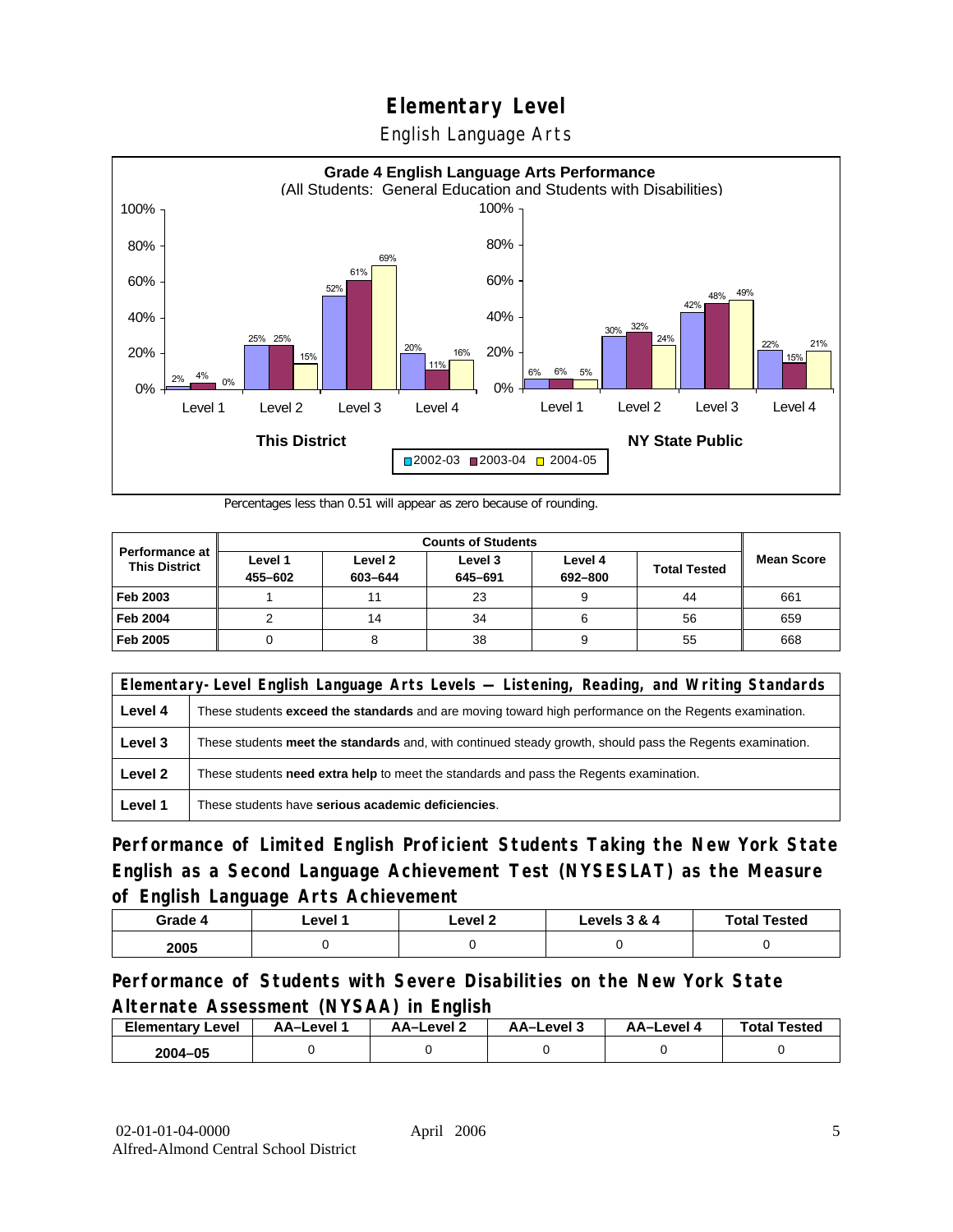# Elementary Level

English Language Arts

**Grade 4 English Language Arts Performance**
(All Students: General Education and Students with Disabilities)

| | This District 2002-03 | This District 2003-04 | This District 2004-05 | NY State Public 2002-03 | NY State Public 2003-04 | NY State Public 2004-05 |
|---|---|---|---|---|---|---|
| Level 1 | 2% | 4% | 0% | 6% | 6% | 5% |
| Level 2 | 25% | 25% | 15% | 30% | 32% | 24% |
| Level 3 | 52% | 61% | 69% | 42% | 48% | 49% |
| Level 4 | 20% | 11% | 16% | 22% | 15% | 21% |

Percentages less than 0.51 will appear as zero because of rounding.

| Performance at This District | Counts of Students | | | | | Mean Score |
|---|---|---|---|---|---|---|
| | Level 1 455–602 | Level 2 603–644 | Level 3 645–691 | Level 4 692–800 | Total Tested | |
| Feb 2003 | 1 | 11 | 23 | 9 | 44 | 661 |
| Feb 2004 | 2 | 14 | 34 | 6 | 56 | 659 |
| Feb 2005 | 0 | 8 | 38 | 9 | 55 | 668 |

| Elementary-Level English Language Arts Levels — Listening, Reading, and Writing Standards | |
|---|---|
| Level 4 | These students **exceed the standards** and are moving toward high performance on the Regents examination. |
| Level 3 | These students **meet the standards** and, with continued steady growth, should pass the Regents examination. |
| Level 2 | These students **need extra help** to meet the standards and pass the Regents examination. |
| Level 1 | These students have **serious academic deficiencies**. |

## Performance of Limited English Proficient Students Taking the New York State English as a Second Language Achievement Test (NYSESLAT) as the Measure of English Language Arts Achievement

| Grade 4 | Level 1 | Level 2 | Levels 3 & 4 | Total Tested |
|---|---|---|---|---|
| 2005 | 0 | 0 | 0 | 0 |

## Performance of Students with Severe Disabilities on the New York State Alternate Assessment (NYSAA) in English

| Elementary Level | AA–Level 1 | AA–Level 2 | AA–Level 3 | AA–Level 4 | Total Tested |
|---|---|---|---|---|---|
| 2004–05 | 0 | 0 | 0 | 0 | 0 |

02-01-01-04-0000 April 2006
Alfred-Almond Central School District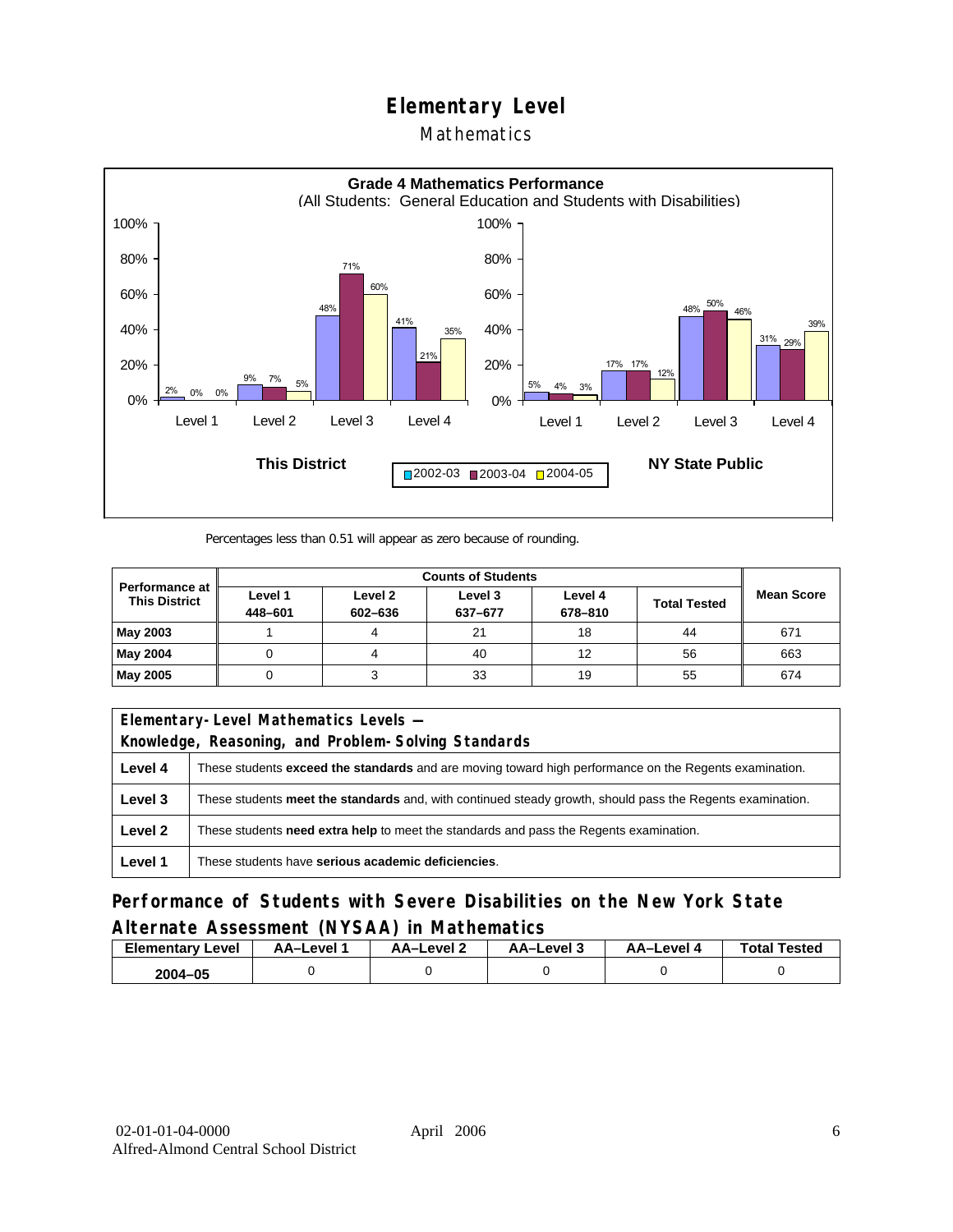# Elementary Level

## Mathematics

**Grade 4 Mathematics Performance**
(All Students: General Education and Students with Disabilities)

**This District**

| | 2002-03 | 2003-04 | 2004-05 |
|---|---|---|---|
| Level 1 | 2% | 0% | 0% |
| Level 2 | 9% | 7% | 5% |
| Level 3 | 48% | 71% | 60% |
| Level 4 | 41% | 21% | 35% |

**NY State Public**

| | 2002-03 | 2003-04 | 2004-05 |
|---|---|---|---|
| Level 1 | 5% | 4% | 3% |
| Level 2 | 17% | 17% | 12% |
| Level 3 | 48% | 50% | 46% |
| Level 4 | 31% | 29% | 39% |

Percentages less than 0.51 will appear as zero because of rounding.

| Performance at This District | Counts of Students | | | | | Mean Score |
|---|---|---|---|---|---|---|
| | Level 1 448–601 | Level 2 602–636 | Level 3 637–677 | Level 4 678–810 | Total Tested | |
| **May 2003** | 1 | 4 | 21 | 18 | 44 | 671 |
| **May 2004** | 0 | 4 | 40 | 12 | 56 | 663 |
| **May 2005** | 0 | 3 | 33 | 19 | 55 | 674 |

| Elementary-Level Mathematics Levels — Knowledge, Reasoning, and Problem-Solving Standards | |
|---|---|
| **Level 4** | These students **exceed the standards** and are moving toward high performance on the Regents examination. |
| **Level 3** | These students **meet the standards** and, with continued steady growth, should pass the Regents examination. |
| **Level 2** | These students **need extra help** to meet the standards and pass the Regents examination. |
| **Level 1** | These students have **serious academic deficiencies**. |

## Performance of Students with Severe Disabilities on the New York State Alternate Assessment (NYSAA) in Mathematics

| Elementary Level | AA–Level 1 | AA–Level 2 | AA–Level 3 | AA–Level 4 | Total Tested |
|---|---|---|---|---|---|
| **2004–05** | 0 | 0 | 0 | 0 | 0 |

02-01-01-04-0000 April 2006
Alfred-Almond Central School District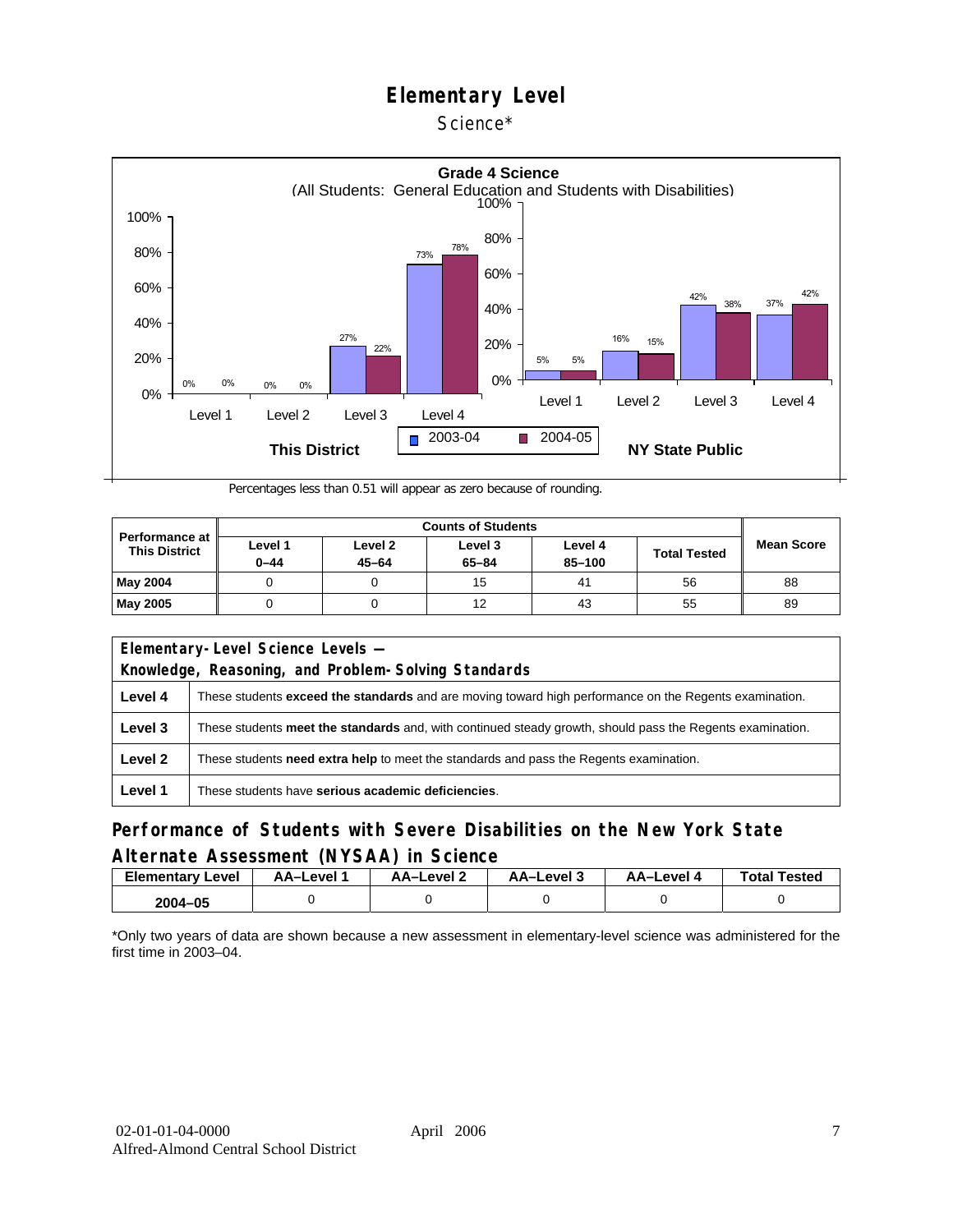# Elementary Level

Science*

**Grade 4 Science**
(All Students: General Education and Students with Disabilities)

| | This District 2003-04 | This District 2004-05 | NY State Public 2003-04 | NY State Public 2004-05 |
|---|---|---|---|---|
| Level 1 | 0% | 0% | 5% | 5% |
| Level 2 | 0% | 0% | 16% | 15% |
| Level 3 | 27% | 22% | 42% | 38% |
| Level 4 | 73% | 78% | 37% | 42% |

Percentages less than 0.51 will appear as zero because of rounding.

| Performance at This District | Counts of Students | | | | | Mean Score |
|---|---|---|---|---|---|---|
| | Level 1 0–44 | Level 2 45–64 | Level 3 65–84 | Level 4 85–100 | Total Tested | |
| **May 2004** | 0 | 0 | 15 | 41 | 56 | 88 |
| **May 2005** | 0 | 0 | 12 | 43 | 55 | 89 |

| Elementary-Level Science Levels — Knowledge, Reasoning, and Problem-Solving Standards | |
|---|---|
| **Level 4** | These students **exceed the standards** and are moving toward high performance on the Regents examination. |
| **Level 3** | These students **meet the standards** and, with continued steady growth, should pass the Regents examination. |
| **Level 2** | These students **need extra help** to meet the standards and pass the Regents examination. |
| **Level 1** | These students have **serious academic deficiencies**. |

## Performance of Students with Severe Disabilities on the New York State Alternate Assessment (NYSAA) in Science

| Elementary Level | AA–Level 1 | AA–Level 2 | AA–Level 3 | AA–Level 4 | Total Tested |
|---|---|---|---|---|---|
| 2004–05 | 0 | 0 | 0 | 0 | 0 |

*Only two years of data are shown because a new assessment in elementary-level science was administered for the first time in 2003–04.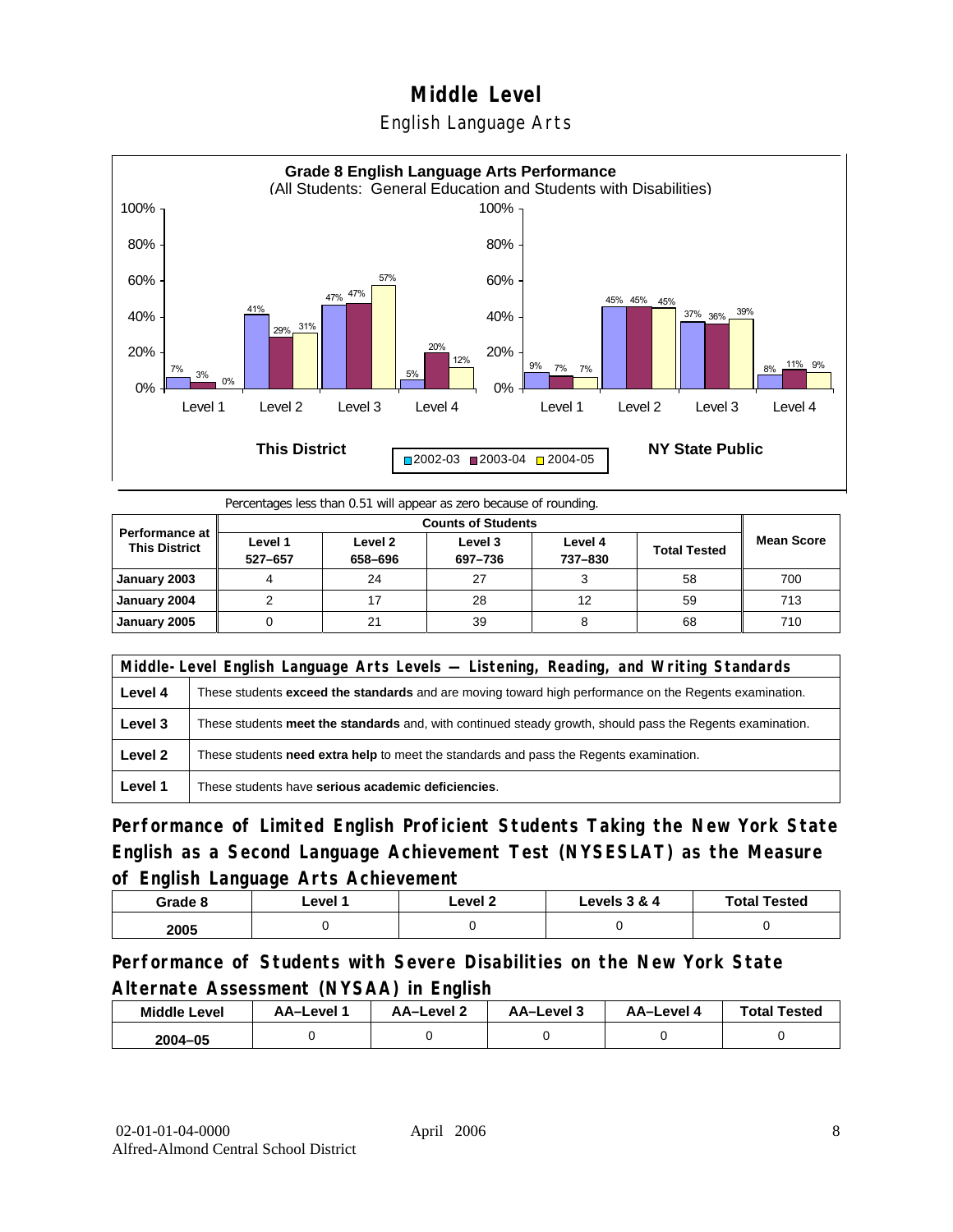# Middle Level

## English Language Arts

**Grade 8 English Language Arts Performance**
(All Students: General Education and Students with Disabilities)

| | This District 2002-03 | This District 2003-04 | This District 2004-05 | NY State Public 2002-03 | NY State Public 2003-04 | NY State Public 2004-05 |
|---|---|---|---|---|---|---|
| Level 1 | 7% | 3% | 0% | 9% | 7% | 7% |
| Level 2 | 41% | 29% | 31% | 45% | 45% | 45% |
| Level 3 | 47% | 47% | 57% | 37% | 36% | 39% |
| Level 4 | 5% | 20% | 12% | 8% | 11% | 9% |

Percentages less than 0.51 will appear as zero because of rounding.

| Performance at This District | Counts of Students | | | | | Mean Score |
|---|---|---|---|---|---|---|
| | Level 1 527–657 | Level 2 658–696 | Level 3 697–736 | Level 4 737–830 | Total Tested | |
| January 2003 | 4 | 24 | 27 | 3 | 58 | 700 |
| January 2004 | 2 | 17 | 28 | 12 | 59 | 713 |
| January 2005 | 0 | 21 | 39 | 8 | 68 | 710 |

| Middle-Level English Language Arts Levels — Listening, Reading, and Writing Standards | |
|---|---|
| Level 4 | These students **exceed the standards** and are moving toward high performance on the Regents examination. |
| Level 3 | These students **meet the standards** and, with continued steady growth, should pass the Regents examination. |
| Level 2 | These students **need extra help** to meet the standards and pass the Regents examination. |
| Level 1 | These students have **serious academic deficiencies**. |

### Performance of Limited English Proficient Students Taking the New York State English as a Second Language Achievement Test (NYSESLAT) as the Measure of English Language Arts Achievement

| Grade 8 | Level 1 | Level 2 | Levels 3 & 4 | Total Tested |
|---|---|---|---|---|
| 2005 | 0 | 0 | 0 | 0 |

### Performance of Students with Severe Disabilities on the New York State Alternate Assessment (NYSAA) in English

| Middle Level | AA–Level 1 | AA–Level 2 | AA–Level 3 | AA–Level 4 | Total Tested |
|---|---|---|---|---|---|
| 2004–05 | 0 | 0 | 0 | 0 | 0 |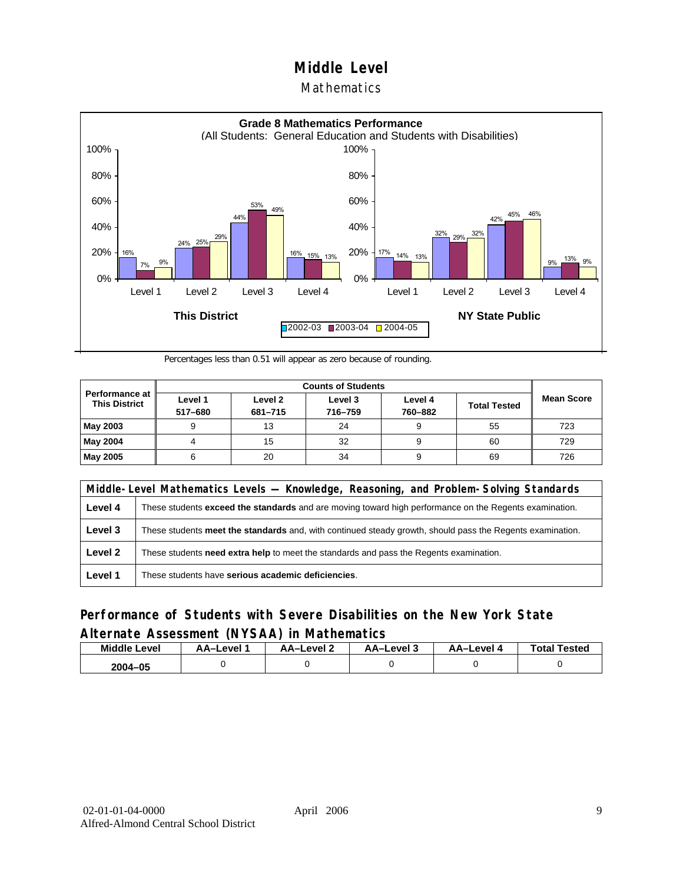# Middle Level

## Mathematics

**Grade 8 Mathematics Performance**
(All Students: General Education and Students with Disabilities)

| | Level 1 | Level 2 | Level 3 | Level 4 |
|---|---|---|---|---|
| **This District** 2002-03 | 16% | 24% | 44% | 16% |
| **This District** 2003-04 | 7% | 25% | 53% | 15% |
| **This District** 2004-05 | 9% | 29% | 49% | 13% |
| **NY State Public** 2002-03 | 17% | 32% | 42% | 9% |
| **NY State Public** 2003-04 | 14% | 29% | 45% | 13% |
| **NY State Public** 2004-05 | 13% | 32% | 46% | 9% |

Percentages less than 0.51 will appear as zero because of rounding.

| Performance at This District | Counts of Students | | | | | Mean Score |
|---|---|---|---|---|---|---|
| | Level 1 517–680 | Level 2 681–715 | Level 3 716–759 | Level 4 760–882 | Total Tested | |
| **May 2003** | 9 | 13 | 24 | 9 | 55 | 723 |
| **May 2004** | 4 | 15 | 32 | 9 | 60 | 729 |
| **May 2005** | 6 | 20 | 34 | 9 | 69 | 726 |

| Middle-Level Mathematics Levels — Knowledge, Reasoning, and Problem-Solving Standards | |
|---|---|
| **Level 4** | These students **exceed the standards** and are moving toward high performance on the Regents examination. |
| **Level 3** | These students **meet the standards** and, with continued steady growth, should pass the Regents examination. |
| **Level 2** | These students **need extra help** to meet the standards and pass the Regents examination. |
| **Level 1** | These students have **serious academic deficiencies**. |

## Performance of Students with Severe Disabilities on the New York State Alternate Assessment (NYSAA) in Mathematics

| Middle Level | AA–Level 1 | AA–Level 2 | AA–Level 3 | AA–Level 4 | Total Tested |
|---|---|---|---|---|---|
| **2004–05** | 0 | 0 | 0 | 0 | 0 |

02-01-01-04-0000 April 2006
Alfred-Almond Central School District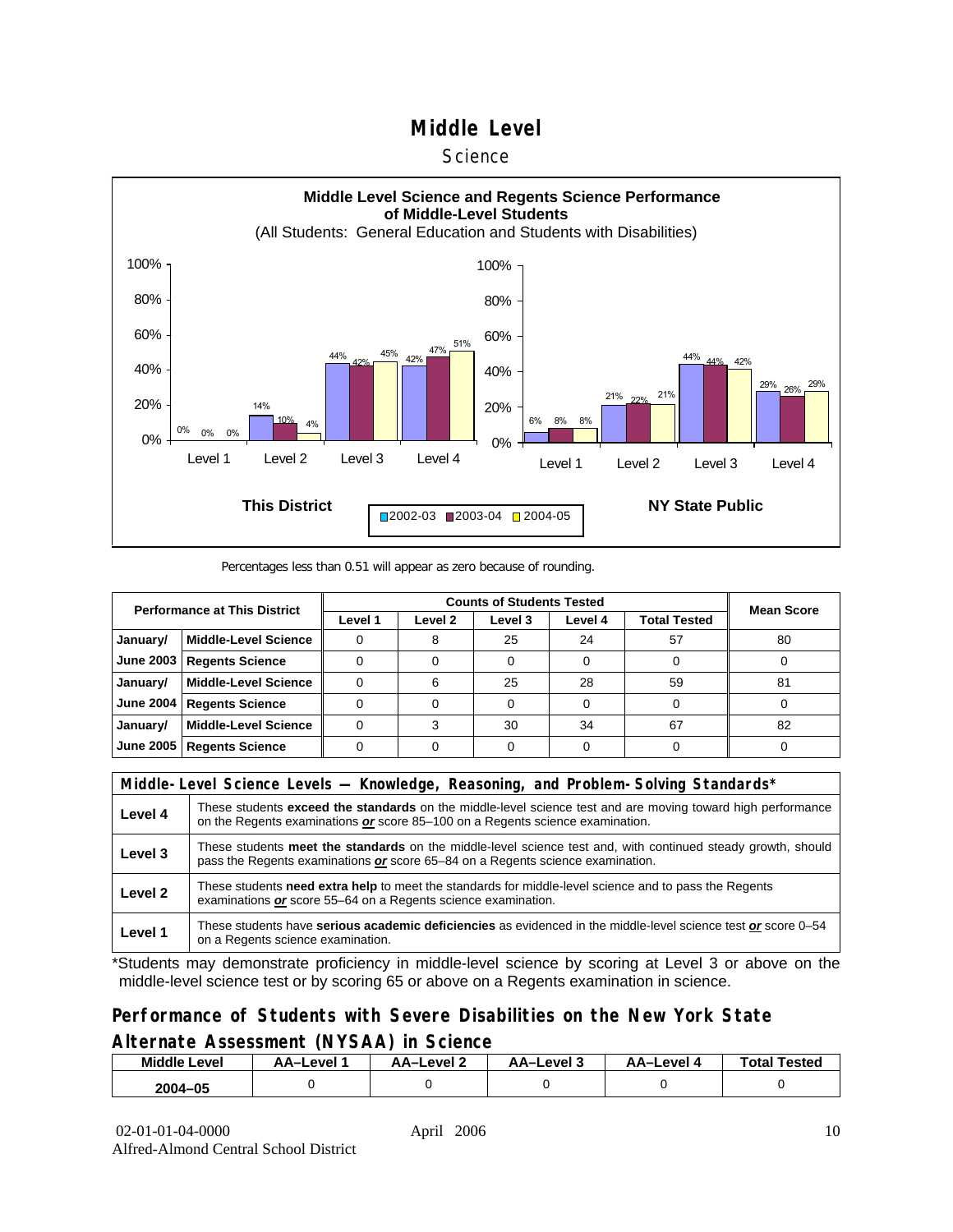# Middle Level

## Science

**Middle Level Science and Regents Science Performance of Middle-Level Students**
(All Students: General Education and Students with Disabilities)

| This District | 2002-03 | 2003-04 | 2004-05 |
|---|---|---|---|
| Level 1 | 0% | 0% | 0% |
| Level 2 | 14% | 10% | 4% |
| Level 3 | 44% | 42% | 45% |
| Level 4 | 42% | 47% | 51% |

| NY State Public | 2002-03 | 2003-04 | 2004-05 |
|---|---|---|---|
| Level 1 | 6% | 8% | 8% |
| Level 2 | 21% | 22% | 21% |
| Level 3 | 44% | 44% | 42% |
| Level 4 | 29% | 26% | 29% |

Percentages less than 0.51 will appear as zero because of rounding.

| Performance at This District | | Counts of Students Tested | | | | | Mean Score |
|---|---|---|---|---|---|---|---|
| | | Level 1 | Level 2 | Level 3 | Level 4 | Total Tested | |
| January/ | Middle-Level Science | 0 | 8 | 25 | 24 | 57 | 80 |
| June 2003 | Regents Science | 0 | 0 | 0 | 0 | 0 | 0 |
| January/ | Middle-Level Science | 0 | 6 | 25 | 28 | 59 | 81 |
| June 2004 | Regents Science | 0 | 0 | 0 | 0 | 0 | 0 |
| January/ | Middle-Level Science | 0 | 3 | 30 | 34 | 67 | 82 |
| June 2005 | Regents Science | 0 | 0 | 0 | 0 | 0 | 0 |

| Middle-Level Science Levels — Knowledge, Reasoning, and Problem-Solving Standards* | |
|---|---|
| Level 4 | These students **exceed the standards** on the middle-level science test and are moving toward high performance on the Regents examinations ***or*** score 85–100 on a Regents science examination. |
| Level 3 | These students **meet the standards** on the middle-level science test and, with continued steady growth, should pass the Regents examinations ***or*** score 65–84 on a Regents science examination. |
| Level 2 | These students **need extra help** to meet the standards for middle-level science and to pass the Regents examinations ***or*** score 55–64 on a Regents science examination. |
| Level 1 | These students have **serious academic deficiencies** as evidenced in the middle-level science test ***or*** score 0–54 on a Regents science examination. |

*Students may demonstrate proficiency in middle-level science by scoring at Level 3 or above on the middle-level science test or by scoring 65 or above on a Regents examination in science.

## Performance of Students with Severe Disabilities on the New York State Alternate Assessment (NYSAA) in Science

| Middle Level | AA–Level 1 | AA–Level 2 | AA–Level 3 | AA–Level 4 | Total Tested |
|---|---|---|---|---|---|
| 2004–05 | 0 | 0 | 0 | 0 | 0 |

02-01-01-04-0000 April 2006
Alfred-Almond Central School District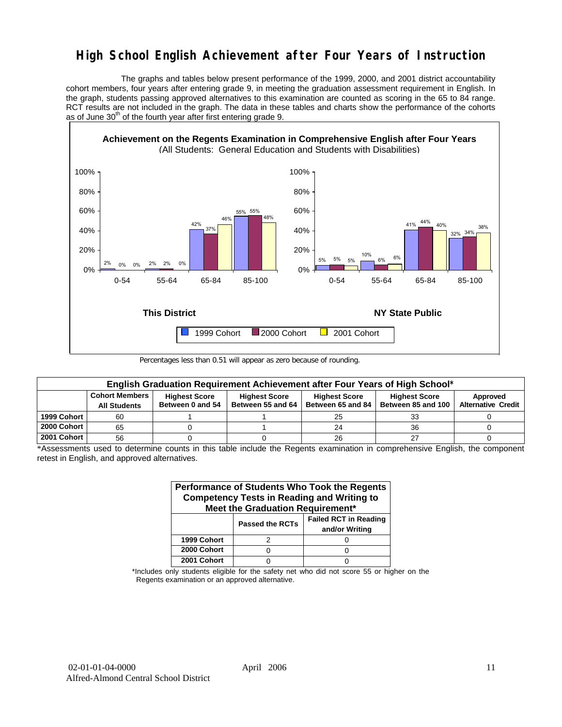# High School English Achievement after Four Years of Instruction

The graphs and tables below present performance of the 1999, 2000, and 2001 district accountability cohort members, four years after entering grade 9, in meeting the graduation assessment requirement in English. In the graph, students passing approved alternatives to this examination are counted as scoring in the 65 to 84 range. RCT results are not included in the graph. The data in these tables and charts show the performance of the cohorts as of June 30th of the fourth year after first entering grade 9.

**Achievement on the Regents Examination in Comprehensive English after Four Years**
(All Students: General Education and Students with Disabilities)

**This District**

| Score | 1999 Cohort | 2000 Cohort | 2001 Cohort |
|---|---|---|---|
| 0-54 | 2% | 0% | 0% |
| 55-64 | 2% | 2% | 0% |
| 65-84 | 42% | 37% | 46% |
| 85-100 | 55% | 55% | 48% |

**NY State Public**

| Score | 1999 Cohort | 2000 Cohort | 2001 Cohort |
|---|---|---|---|
| 0-54 | 5% | 5% | 5% |
| 55-64 | 10% | 6% | 6% |
| 65-84 | 41% | 44% | 40% |
| 85-100 | 32% | 34% | 38% |

Percentages less than 0.51 will appear as zero because of rounding.

**English Graduation Requirement Achievement after Four Years of High School***

| | Cohort Members All Students | Highest Score Between 0 and 54 | Highest Score Between 55 and 64 | Highest Score Between 65 and 84 | Highest Score Between 85 and 100 | Approved Alternative Credit |
|---|---|---|---|---|---|---|
| 1999 Cohort | 60 | 1 | 1 | 25 | 33 | 0 |
| 2000 Cohort | 65 | 0 | 1 | 24 | 36 | 0 |
| 2001 Cohort | 56 | 0 | 0 | 26 | 27 | 0 |

*Assessments used to determine counts in this table include the Regents examination in comprehensive English, the component retest in English, and approved alternatives.

**Performance of Students Who Took the Regents Competency Tests in Reading and Writing to Meet the Graduation Requirement***

| | Passed the RCTs | Failed RCT in Reading and/or Writing |
|---|---|---|
| 1999 Cohort | 2 | 0 |
| 2000 Cohort | 0 | 0 |
| 2001 Cohort | 0 | 0 |

*Includes only students eligible for the safety net who did not score 55 or higher on the Regents examination or an approved alternative.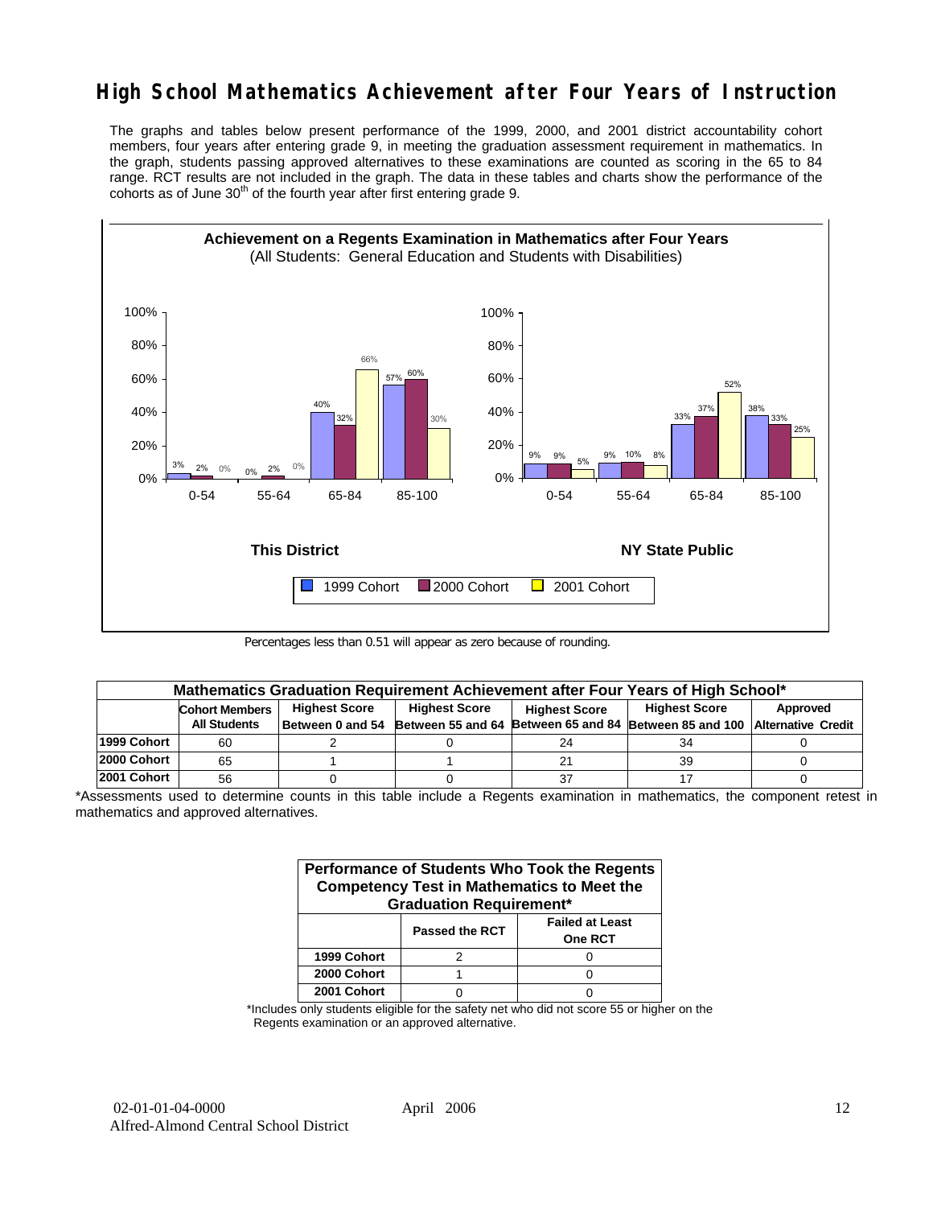# High School Mathematics Achievement after Four Years of Instruction

The graphs and tables below present performance of the 1999, 2000, and 2001 district accountability cohort members, four years after entering grade 9, in meeting the graduation assessment requirement in mathematics. In the graph, students passing approved alternatives to these examinations are counted as scoring in the 65 to 84 range. RCT results are not included in the graph. The data in these tables and charts show the performance of the cohorts as of June 30[th] of the fourth year after first entering grade 9.

**Achievement on a Regents Examination in Mathematics after Four Years**
(All Students: General Education and Students with Disabilities)

**This District**

| Score Range | 1999 Cohort | 2000 Cohort | 2001 Cohort |
|---|---|---|---|
| 0-54 | 3% | 2% | 0% |
| 55-64 | 0% | 2% | 0% |
| 65-84 | 40% | 32% | 66% |
| 85-100 | 57% | 60% | 30% |

**NY State Public**

| Score Range | 1999 Cohort | 2000 Cohort | 2001 Cohort |
|---|---|---|---|
| 0-54 | 9% | 9% | 5% |
| 55-64 | 9% | 10% | 8% |
| 65-84 | 33% | 37% | 52% |
| 85-100 | 38% | 33% | 25% |

Percentages less than 0.51 will appear as zero because of rounding.

| Mathematics Graduation Requirement Achievement after Four Years of High School* | | | | | | |
|---|---|---|---|---|---|---|
| | Cohort Members All Students | Highest Score Between 0 and 54 | Highest Score Between 55 and 64 | Highest Score Between 65 and 84 | Highest Score Between 85 and 100 | Approved Alternative Credit |
| 1999 Cohort | 60 | 2 | 0 | 24 | 34 | 0 |
| 2000 Cohort | 65 | 1 | 1 | 21 | 39 | 0 |
| 2001 Cohort | 56 | 0 | 0 | 37 | 17 | 0 |

*Assessments used to determine counts in this table include a Regents examination in mathematics, the component retest in mathematics and approved alternatives.

| Performance of Students Who Took the Regents Competency Test in Mathematics to Meet the Graduation Requirement* | | |
|---|---|---|
| | Passed the RCT | Failed at Least One RCT |
| 1999 Cohort | 2 | 0 |
| 2000 Cohort | 1 | 0 |
| 2001 Cohort | 0 | 0 |

*Includes only students eligible for the safety net who did not score 55 or higher on the Regents examination or an approved alternative.

02-01-01-04-0000 April 2006
Alfred-Almond Central School District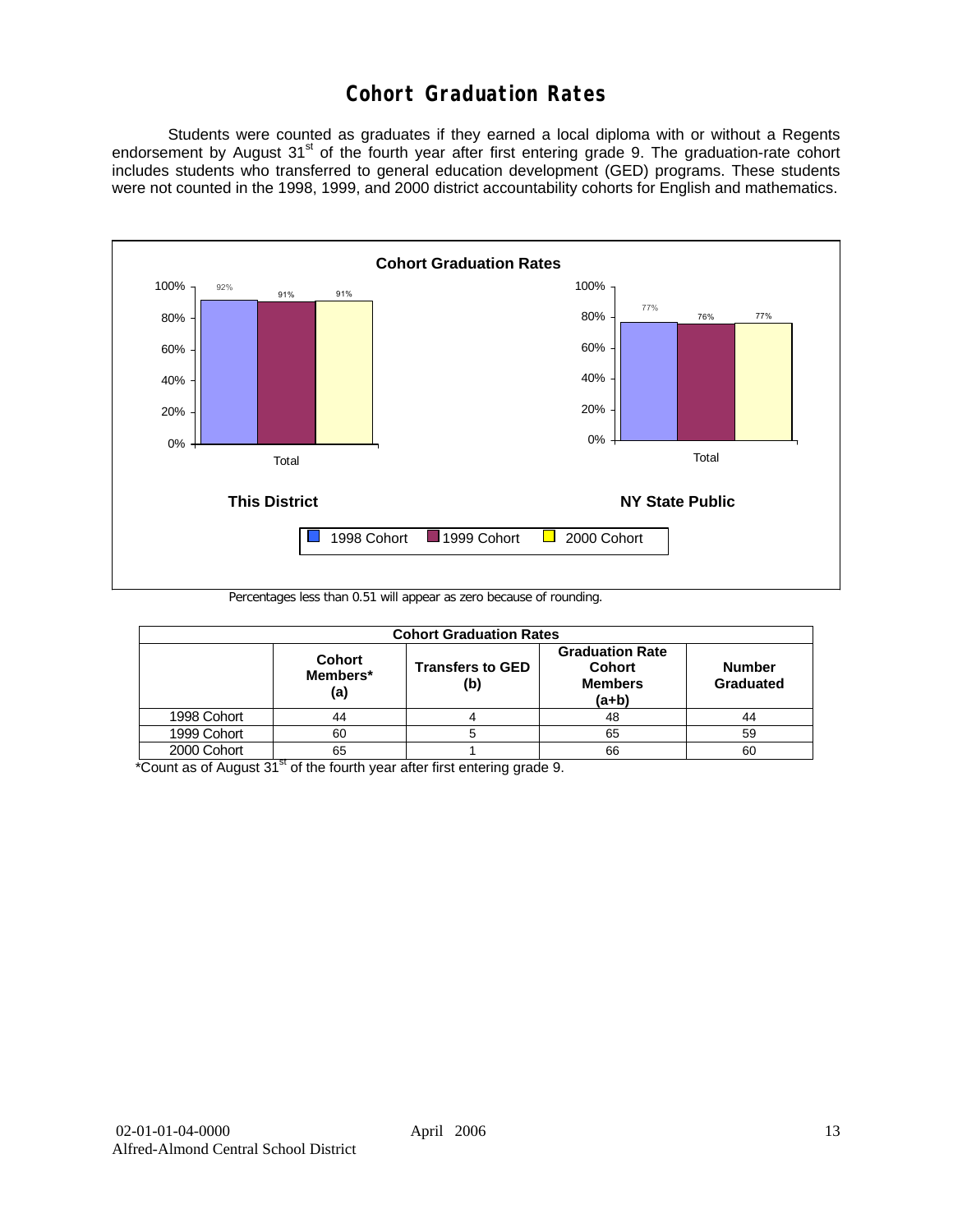# Cohort Graduation Rates

Students were counted as graduates if they earned a local diploma with or without a Regents endorsement by August 31st of the fourth year after first entering grade 9. The graduation-rate cohort includes students who transferred to general education development (GED) programs. These students were not counted in the 1998, 1999, and 2000 district accountability cohorts for English and mathematics.

**Cohort Graduation Rates**

| | 1998 Cohort | 1999 Cohort | 2000 Cohort |
|---|---|---|---|
| This District (Total) | 92% | 91% | 91% |
| NY State Public (Total) | 77% | 76% | 77% |

Percentages less than 0.51 will appear as zero because of rounding.

| Cohort Graduation Rates | | | | |
|---|---|---|---|---|
| | Cohort Members* (a) | Transfers to GED (b) | Graduation Rate Cohort Members (a+b) | Number Graduated |
| 1998 Cohort | 44 | 4 | 48 | 44 |
| 1999 Cohort | 60 | 5 | 65 | 59 |
| 2000 Cohort | 65 | 1 | 66 | 60 |

*Count as of August 31st of the fourth year after first entering grade 9.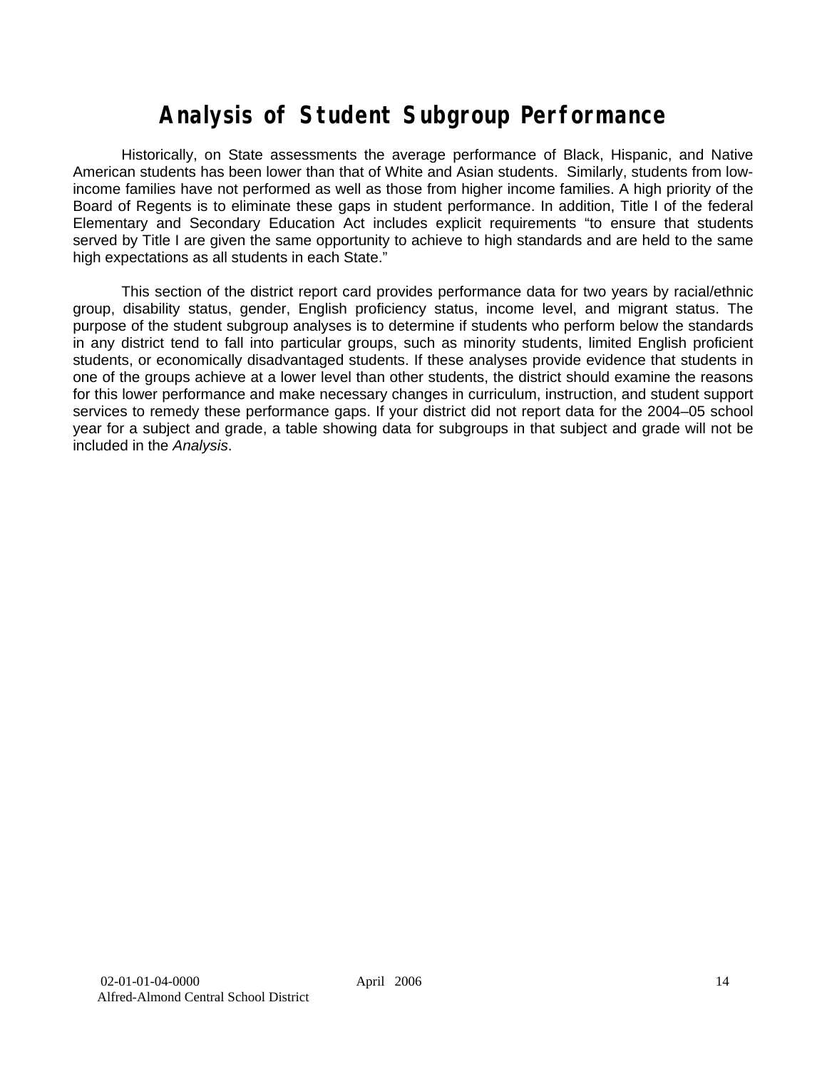# Analysis of Student Subgroup Performance

Historically, on State assessments the average performance of Black, Hispanic, and Native American students has been lower than that of White and Asian students. Similarly, students from low-income families have not performed as well as those from higher income families. A high priority of the Board of Regents is to eliminate these gaps in student performance. In addition, Title I of the federal Elementary and Secondary Education Act includes explicit requirements "to ensure that students served by Title I are given the same opportunity to achieve to high standards and are held to the same high expectations as all students in each State."

This section of the district report card provides performance data for two years by racial/ethnic group, disability status, gender, English proficiency status, income level, and migrant status. The purpose of the student subgroup analyses is to determine if students who perform below the standards in any district tend to fall into particular groups, such as minority students, limited English proficient students, or economically disadvantaged students. If these analyses provide evidence that students in one of the groups achieve at a lower level than other students, the district should examine the reasons for this lower performance and make necessary changes in curriculum, instruction, and student support services to remedy these performance gaps. If your district did not report data for the 2004–05 school year for a subject and grade, a table showing data for subgroups in that subject and grade will not be included in the *Analysis*.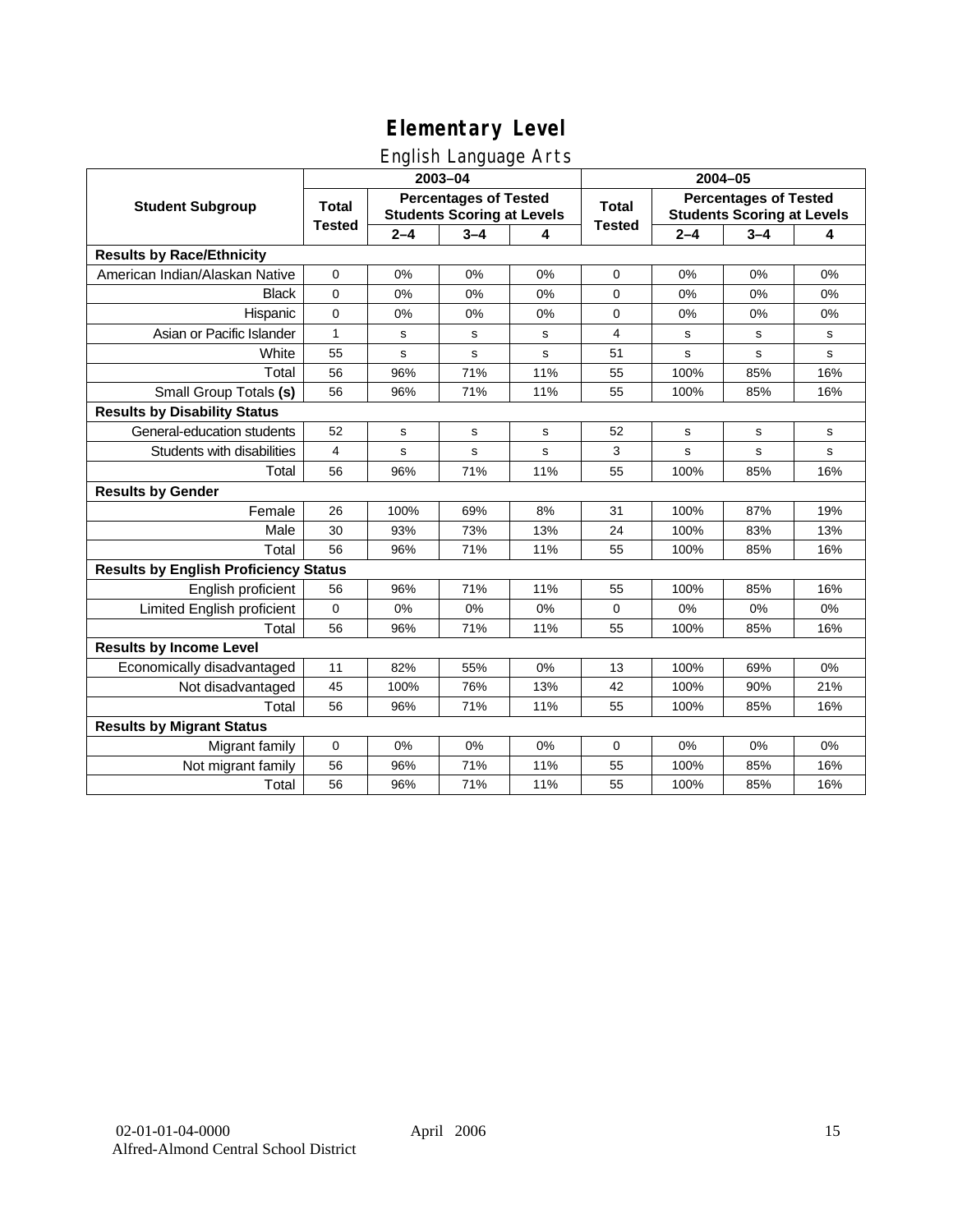# Elementary Level

## English Language Arts

| Student Subgroup | 2003–04 | | | | 2004–05 | | | |
|---|---|---|---|---|---|---|---|---|
| | Total Tested | Percentages of Tested Students Scoring at Levels | | | Total Tested | Percentages of Tested Students Scoring at Levels | | |
| | | 2–4 | 3–4 | 4 | | 2–4 | 3–4 | 4 |
| **Results by Race/Ethnicity** | | | | | | | | |
| American Indian/Alaskan Native | 0 | 0% | 0% | 0% | 0 | 0% | 0% | 0% |
| Black | 0 | 0% | 0% | 0% | 0 | 0% | 0% | 0% |
| Hispanic | 0 | 0% | 0% | 0% | 0 | 0% | 0% | 0% |
| Asian or Pacific Islander | 1 | s | s | s | 4 | s | s | s |
| White | 55 | s | s | s | 51 | s | s | s |
| Total | 56 | 96% | 71% | 11% | 55 | 100% | 85% | 16% |
| Small Group Totals **(s)** | 56 | 96% | 71% | 11% | 55 | 100% | 85% | 16% |
| **Results by Disability Status** | | | | | | | | |
| General-education students | 52 | s | s | s | 52 | s | s | s |
| Students with disabilities | 4 | s | s | s | 3 | s | s | s |
| Total | 56 | 96% | 71% | 11% | 55 | 100% | 85% | 16% |
| **Results by Gender** | | | | | | | | |
| Female | 26 | 100% | 69% | 8% | 31 | 100% | 87% | 19% |
| Male | 30 | 93% | 73% | 13% | 24 | 100% | 83% | 13% |
| Total | 56 | 96% | 71% | 11% | 55 | 100% | 85% | 16% |
| **Results by English Proficiency Status** | | | | | | | | |
| English proficient | 56 | 96% | 71% | 11% | 55 | 100% | 85% | 16% |
| Limited English proficient | 0 | 0% | 0% | 0% | 0 | 0% | 0% | 0% |
| Total | 56 | 96% | 71% | 11% | 55 | 100% | 85% | 16% |
| **Results by Income Level** | | | | | | | | |
| Economically disadvantaged | 11 | 82% | 55% | 0% | 13 | 100% | 69% | 0% |
| Not disadvantaged | 45 | 100% | 76% | 13% | 42 | 100% | 90% | 21% |
| Total | 56 | 96% | 71% | 11% | 55 | 100% | 85% | 16% |
| **Results by Migrant Status** | | | | | | | | |
| Migrant family | 0 | 0% | 0% | 0% | 0 | 0% | 0% | 0% |
| Not migrant family | 56 | 96% | 71% | 11% | 55 | 100% | 85% | 16% |
| Total | 56 | 96% | 71% | 11% | 55 | 100% | 85% | 16% |

02-01-01-04-0000 April 2006
Alfred-Almond Central School District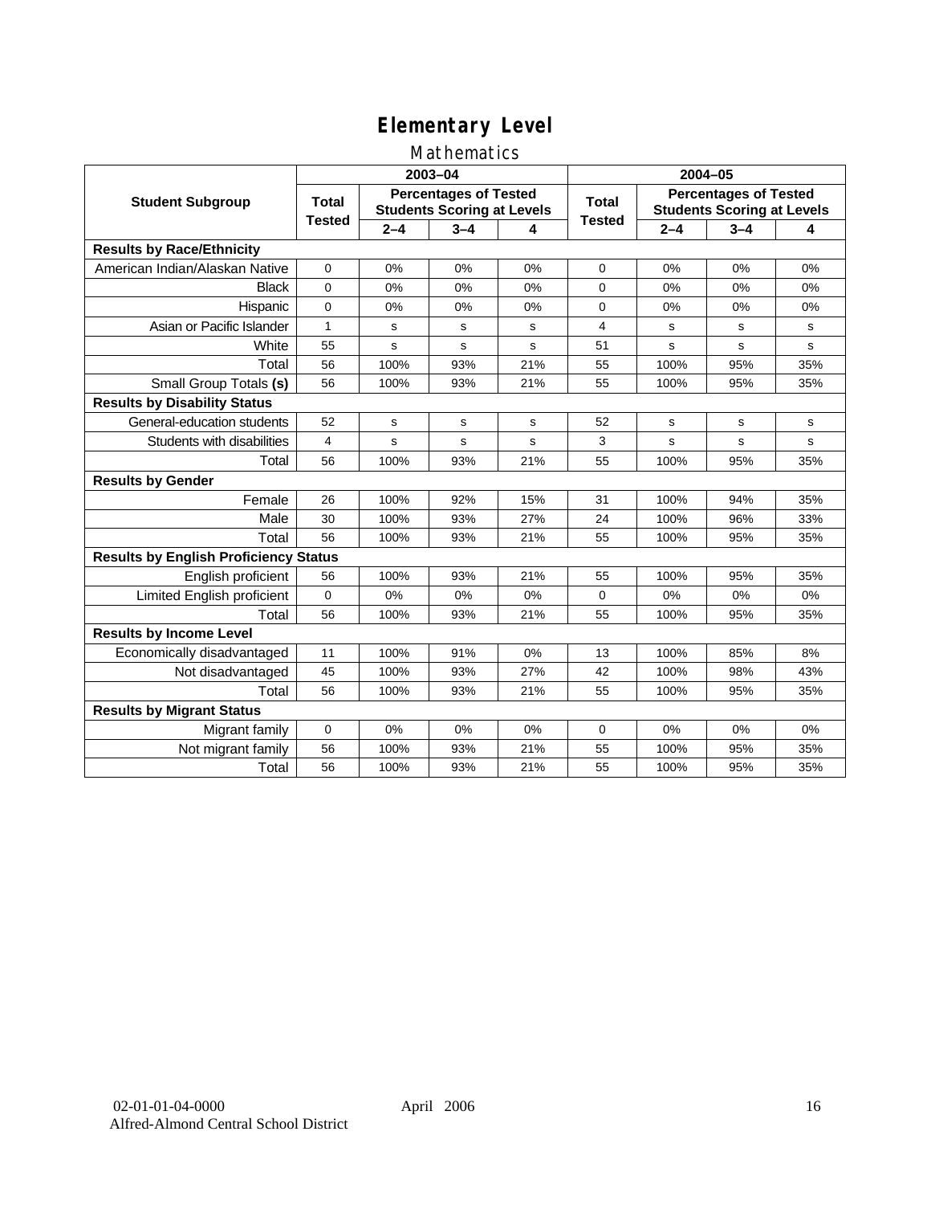# Elementary Level

## Mathematics

| Student Subgroup | 2003–04 | | | | 2004–05 | | | |
|---|---|---|---|---|---|---|---|---|
| | Total Tested | Percentages of Tested Students Scoring at Levels | | | Total Tested | Percentages of Tested Students Scoring at Levels | | |
| | | 2–4 | 3–4 | 4 | | 2–4 | 3–4 | 4 |
| **Results by Race/Ethnicity** | | | | | | | | |
| American Indian/Alaskan Native | 0 | 0% | 0% | 0% | 0 | 0% | 0% | 0% |
| Black | 0 | 0% | 0% | 0% | 0 | 0% | 0% | 0% |
| Hispanic | 0 | 0% | 0% | 0% | 0 | 0% | 0% | 0% |
| Asian or Pacific Islander | 1 | s | s | s | 4 | s | s | s |
| White | 55 | s | s | s | 51 | s | s | s |
| Total | 56 | 100% | 93% | 21% | 55 | 100% | 95% | 35% |
| Small Group Totals **(s)** | 56 | 100% | 93% | 21% | 55 | 100% | 95% | 35% |
| **Results by Disability Status** | | | | | | | | |
| General-education students | 52 | s | s | s | 52 | s | s | s |
| Students with disabilities | 4 | s | s | s | 3 | s | s | s |
| Total | 56 | 100% | 93% | 21% | 55 | 100% | 95% | 35% |
| **Results by Gender** | | | | | | | | |
| Female | 26 | 100% | 92% | 15% | 31 | 100% | 94% | 35% |
| Male | 30 | 100% | 93% | 27% | 24 | 100% | 96% | 33% |
| Total | 56 | 100% | 93% | 21% | 55 | 100% | 95% | 35% |
| **Results by English Proficiency Status** | | | | | | | | |
| English proficient | 56 | 100% | 93% | 21% | 55 | 100% | 95% | 35% |
| Limited English proficient | 0 | 0% | 0% | 0% | 0 | 0% | 0% | 0% |
| Total | 56 | 100% | 93% | 21% | 55 | 100% | 95% | 35% |
| **Results by Income Level** | | | | | | | | |
| Economically disadvantaged | 11 | 100% | 91% | 0% | 13 | 100% | 85% | 8% |
| Not disadvantaged | 45 | 100% | 93% | 27% | 42 | 100% | 98% | 43% |
| Total | 56 | 100% | 93% | 21% | 55 | 100% | 95% | 35% |
| **Results by Migrant Status** | | | | | | | | |
| Migrant family | 0 | 0% | 0% | 0% | 0 | 0% | 0% | 0% |
| Not migrant family | 56 | 100% | 93% | 21% | 55 | 100% | 95% | 35% |
| Total | 56 | 100% | 93% | 21% | 55 | 100% | 95% | 35% |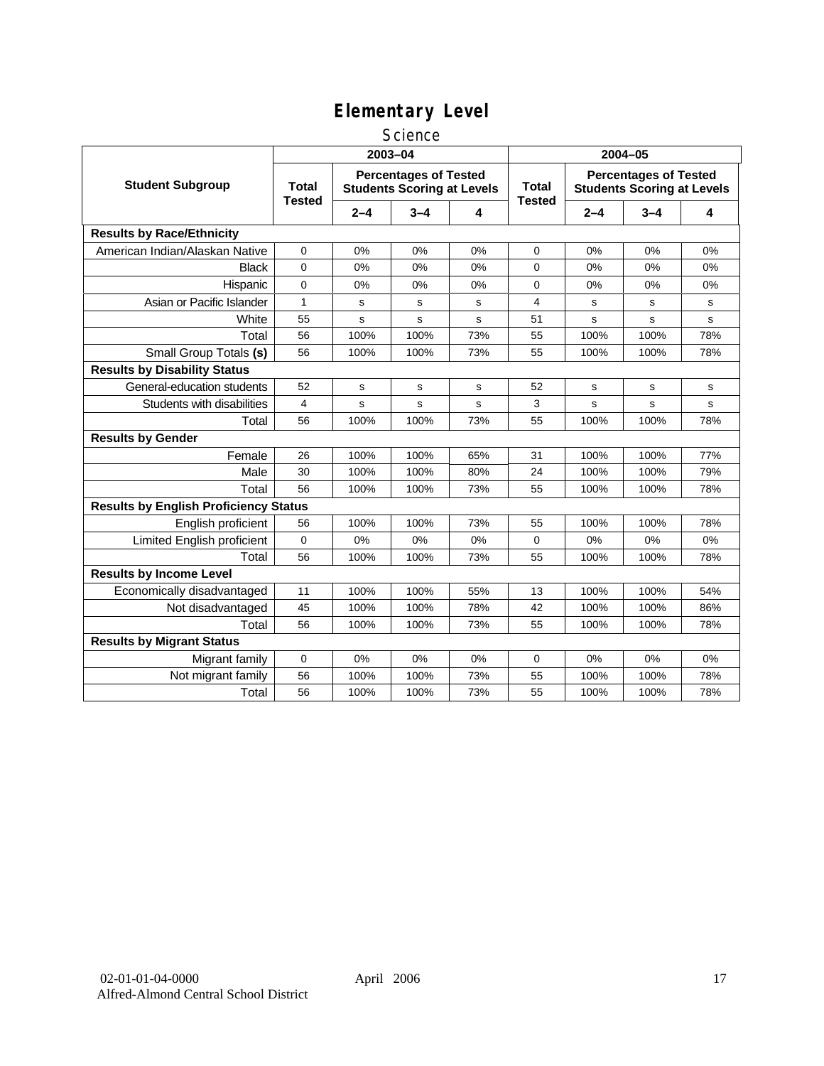# Elementary Level

## Science

| Student Subgroup | 2003–04 | | | | 2004–05 | | | |
|---|---|---|---|---|---|---|---|---|
| | Total Tested | Percentages of Tested Students Scoring at Levels | | | Total Tested | Percentages of Tested Students Scoring at Levels | | |
| | | 2–4 | 3–4 | 4 | | 2–4 | 3–4 | 4 |
| **Results by Race/Ethnicity** | | | | | | | | |
| American Indian/Alaskan Native | 0 | 0% | 0% | 0% | 0 | 0% | 0% | 0% |
| Black | 0 | 0% | 0% | 0% | 0 | 0% | 0% | 0% |
| Hispanic | 0 | 0% | 0% | 0% | 0 | 0% | 0% | 0% |
| Asian or Pacific Islander | 1 | s | s | s | 4 | s | s | s |
| White | 55 | s | s | s | 51 | s | s | s |
| Total | 56 | 100% | 100% | 73% | 55 | 100% | 100% | 78% |
| Small Group Totals **(s)** | 56 | 100% | 100% | 73% | 55 | 100% | 100% | 78% |
| **Results by Disability Status** | | | | | | | | |
| General-education students | 52 | s | s | s | 52 | s | s | s |
| Students with disabilities | 4 | s | s | s | 3 | s | s | s |
| Total | 56 | 100% | 100% | 73% | 55 | 100% | 100% | 78% |
| **Results by Gender** | | | | | | | | |
| Female | 26 | 100% | 100% | 65% | 31 | 100% | 100% | 77% |
| Male | 30 | 100% | 100% | 80% | 24 | 100% | 100% | 79% |
| Total | 56 | 100% | 100% | 73% | 55 | 100% | 100% | 78% |
| **Results by English Proficiency Status** | | | | | | | | |
| English proficient | 56 | 100% | 100% | 73% | 55 | 100% | 100% | 78% |
| Limited English proficient | 0 | 0% | 0% | 0% | 0 | 0% | 0% | 0% |
| Total | 56 | 100% | 100% | 73% | 55 | 100% | 100% | 78% |
| **Results by Income Level** | | | | | | | | |
| Economically disadvantaged | 11 | 100% | 100% | 55% | 13 | 100% | 100% | 54% |
| Not disadvantaged | 45 | 100% | 100% | 78% | 42 | 100% | 100% | 86% |
| Total | 56 | 100% | 100% | 73% | 55 | 100% | 100% | 78% |
| **Results by Migrant Status** | | | | | | | | |
| Migrant family | 0 | 0% | 0% | 0% | 0 | 0% | 0% | 0% |
| Not migrant family | 56 | 100% | 100% | 73% | 55 | 100% | 100% | 78% |
| Total | 56 | 100% | 100% | 73% | 55 | 100% | 100% | 78% |

02-01-01-04-0000 April 2006
Alfred-Almond Central School District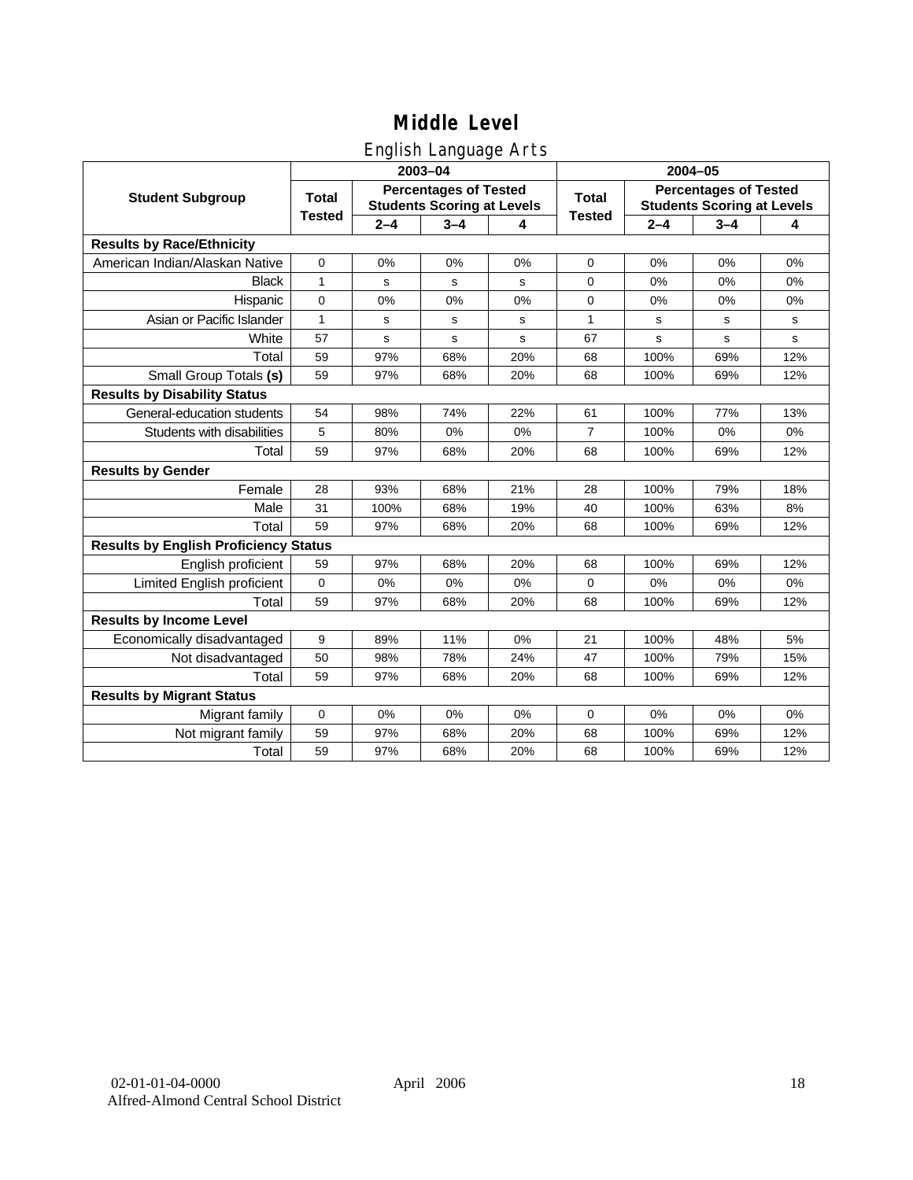# Middle Level

## English Language Arts

| Student Subgroup | 2003–04 | | | | 2004–05 | | | |
|---|---|---|---|---|---|---|---|---|
| | Total Tested | Percentages of Tested Students Scoring at Levels | | | Total Tested | Percentages of Tested Students Scoring at Levels | | |
| | | 2–4 | 3–4 | 4 | | 2–4 | 3–4 | 4 |
| **Results by Race/Ethnicity** | | | | | | | | |
| American Indian/Alaskan Native | 0 | 0% | 0% | 0% | 0 | 0% | 0% | 0% |
| Black | 1 | s | s | s | 0 | 0% | 0% | 0% |
| Hispanic | 0 | 0% | 0% | 0% | 0 | 0% | 0% | 0% |
| Asian or Pacific Islander | 1 | s | s | s | 1 | s | s | s |
| White | 57 | s | s | s | 67 | s | s | s |
| Total | 59 | 97% | 68% | 20% | 68 | 100% | 69% | 12% |
| Small Group Totals **(s)** | 59 | 97% | 68% | 20% | 68 | 100% | 69% | 12% |
| **Results by Disability Status** | | | | | | | | |
| General-education students | 54 | 98% | 74% | 22% | 61 | 100% | 77% | 13% |
| Students with disabilities | 5 | 80% | 0% | 0% | 7 | 100% | 0% | 0% |
| Total | 59 | 97% | 68% | 20% | 68 | 100% | 69% | 12% |
| **Results by Gender** | | | | | | | | |
| Female | 28 | 93% | 68% | 21% | 28 | 100% | 79% | 18% |
| Male | 31 | 100% | 68% | 19% | 40 | 100% | 63% | 8% |
| Total | 59 | 97% | 68% | 20% | 68 | 100% | 69% | 12% |
| **Results by English Proficiency Status** | | | | | | | | |
| English proficient | 59 | 97% | 68% | 20% | 68 | 100% | 69% | 12% |
| Limited English proficient | 0 | 0% | 0% | 0% | 0 | 0% | 0% | 0% |
| Total | 59 | 97% | 68% | 20% | 68 | 100% | 69% | 12% |
| **Results by Income Level** | | | | | | | | |
| Economically disadvantaged | 9 | 89% | 11% | 0% | 21 | 100% | 48% | 5% |
| Not disadvantaged | 50 | 98% | 78% | 24% | 47 | 100% | 79% | 15% |
| Total | 59 | 97% | 68% | 20% | 68 | 100% | 69% | 12% |
| **Results by Migrant Status** | | | | | | | | |
| Migrant family | 0 | 0% | 0% | 0% | 0 | 0% | 0% | 0% |
| Not migrant family | 59 | 97% | 68% | 20% | 68 | 100% | 69% | 12% |
| Total | 59 | 97% | 68% | 20% | 68 | 100% | 69% | 12% |

02-01-01-04-0000 April 2006
Alfred-Almond Central School District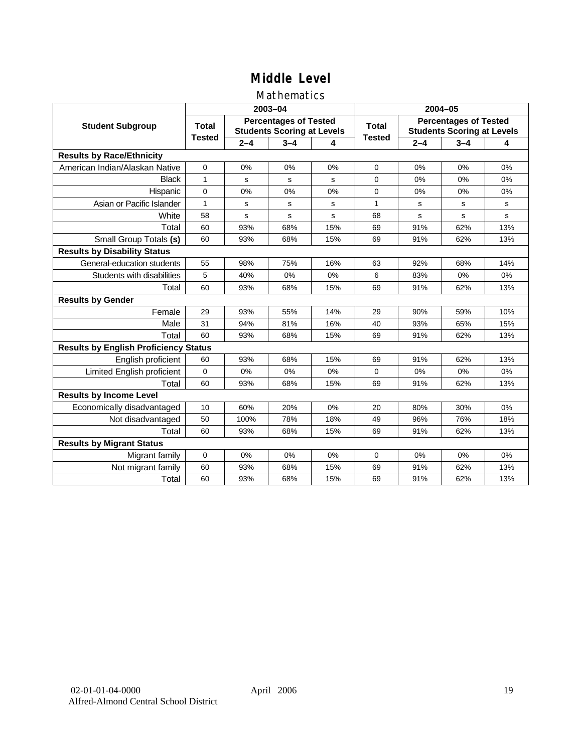# Middle Level

## Mathematics

| Student Subgroup | 2003–04 | | | | 2004–05 | | | |
|---|---|---|---|---|---|---|---|---|
| | Total Tested | Percentages of Tested Students Scoring at Levels | | | Total Tested | Percentages of Tested Students Scoring at Levels | | |
| | | 2–4 | 3–4 | 4 | | 2–4 | 3–4 | 4 |
| **Results by Race/Ethnicity** | | | | | | | | |
| American Indian/Alaskan Native | 0 | 0% | 0% | 0% | 0 | 0% | 0% | 0% |
| Black | 1 | s | s | s | 0 | 0% | 0% | 0% |
| Hispanic | 0 | 0% | 0% | 0% | 0 | 0% | 0% | 0% |
| Asian or Pacific Islander | 1 | s | s | s | 1 | s | s | s |
| White | 58 | s | s | s | 68 | s | s | s |
| Total | 60 | 93% | 68% | 15% | 69 | 91% | 62% | 13% |
| Small Group Totals **(s)** | 60 | 93% | 68% | 15% | 69 | 91% | 62% | 13% |
| **Results by Disability Status** | | | | | | | | |
| General-education students | 55 | 98% | 75% | 16% | 63 | 92% | 68% | 14% |
| Students with disabilities | 5 | 40% | 0% | 0% | 6 | 83% | 0% | 0% |
| Total | 60 | 93% | 68% | 15% | 69 | 91% | 62% | 13% |
| **Results by Gender** | | | | | | | | |
| Female | 29 | 93% | 55% | 14% | 29 | 90% | 59% | 10% |
| Male | 31 | 94% | 81% | 16% | 40 | 93% | 65% | 15% |
| Total | 60 | 93% | 68% | 15% | 69 | 91% | 62% | 13% |
| **Results by English Proficiency Status** | | | | | | | | |
| English proficient | 60 | 93% | 68% | 15% | 69 | 91% | 62% | 13% |
| Limited English proficient | 0 | 0% | 0% | 0% | 0 | 0% | 0% | 0% |
| Total | 60 | 93% | 68% | 15% | 69 | 91% | 62% | 13% |
| **Results by Income Level** | | | | | | | | |
| Economically disadvantaged | 10 | 60% | 20% | 0% | 20 | 80% | 30% | 0% |
| Not disadvantaged | 50 | 100% | 78% | 18% | 49 | 96% | 76% | 18% |
| Total | 60 | 93% | 68% | 15% | 69 | 91% | 62% | 13% |
| **Results by Migrant Status** | | | | | | | | |
| Migrant family | 0 | 0% | 0% | 0% | 0 | 0% | 0% | 0% |
| Not migrant family | 60 | 93% | 68% | 15% | 69 | 91% | 62% | 13% |
| Total | 60 | 93% | 68% | 15% | 69 | 91% | 62% | 13% |

02-01-01-04-0000 April 2006
Alfred-Almond Central School District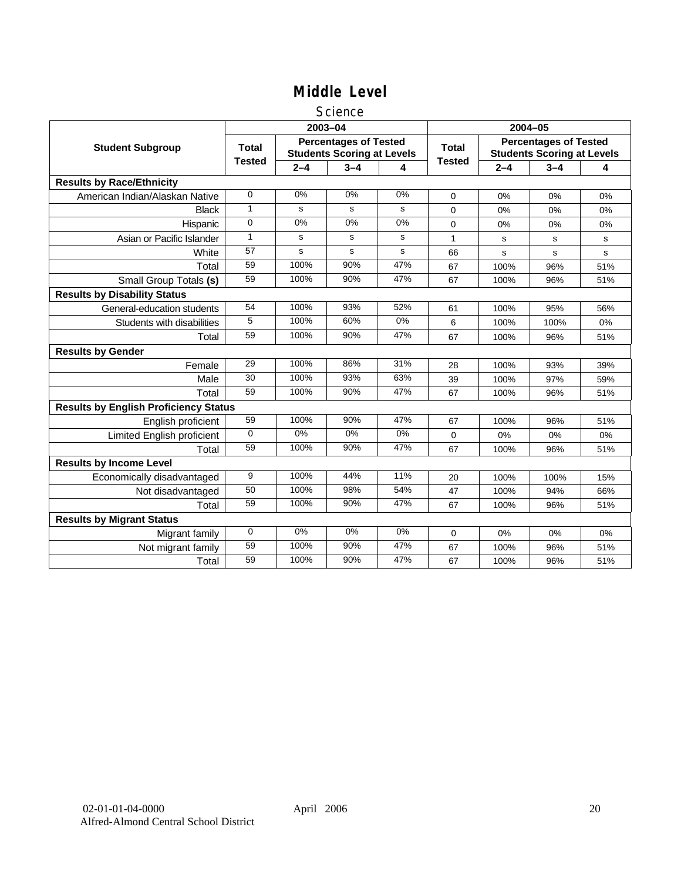# Middle Level

## Science

| Student Subgroup | 2003–04 | | | | 2004–05 | | | |
|---|---|---|---|---|---|---|---|---|
| | Total Tested | Percentages of Tested Students Scoring at Levels | | | Total Tested | Percentages of Tested Students Scoring at Levels | | |
| | | 2–4 | 3–4 | 4 | | 2–4 | 3–4 | 4 |
| **Results by Race/Ethnicity** | | | | | | | | |
| American Indian/Alaskan Native | 0 | 0% | 0% | 0% | 0 | 0% | 0% | 0% |
| Black | 1 | s | s | s | 0 | 0% | 0% | 0% |
| Hispanic | 0 | 0% | 0% | 0% | 0 | 0% | 0% | 0% |
| Asian or Pacific Islander | 1 | s | s | s | 1 | s | s | s |
| White | 57 | s | s | s | 66 | s | s | s |
| Total | 59 | 100% | 90% | 47% | 67 | 100% | 96% | 51% |
| Small Group Totals **(s)** | 59 | 100% | 90% | 47% | 67 | 100% | 96% | 51% |
| **Results by Disability Status** | | | | | | | | |
| General-education students | 54 | 100% | 93% | 52% | 61 | 100% | 95% | 56% |
| Students with disabilities | 5 | 100% | 60% | 0% | 6 | 100% | 100% | 0% |
| Total | 59 | 100% | 90% | 47% | 67 | 100% | 96% | 51% |
| **Results by Gender** | | | | | | | | |
| Female | 29 | 100% | 86% | 31% | 28 | 100% | 93% | 39% |
| Male | 30 | 100% | 93% | 63% | 39 | 100% | 97% | 59% |
| Total | 59 | 100% | 90% | 47% | 67 | 100% | 96% | 51% |
| **Results by English Proficiency Status** | | | | | | | | |
| English proficient | 59 | 100% | 90% | 47% | 67 | 100% | 96% | 51% |
| Limited English proficient | 0 | 0% | 0% | 0% | 0 | 0% | 0% | 0% |
| Total | 59 | 100% | 90% | 47% | 67 | 100% | 96% | 51% |
| **Results by Income Level** | | | | | | | | |
| Economically disadvantaged | 9 | 100% | 44% | 11% | 20 | 100% | 100% | 15% |
| Not disadvantaged | 50 | 100% | 98% | 54% | 47 | 100% | 94% | 66% |
| Total | 59 | 100% | 90% | 47% | 67 | 100% | 96% | 51% |
| **Results by Migrant Status** | | | | | | | | |
| Migrant family | 0 | 0% | 0% | 0% | 0 | 0% | 0% | 0% |
| Not migrant family | 59 | 100% | 90% | 47% | 67 | 100% | 96% | 51% |
| Total | 59 | 100% | 90% | 47% | 67 | 100% | 96% | 51% |

02-01-01-04-0000 April 2006
Alfred-Almond Central School District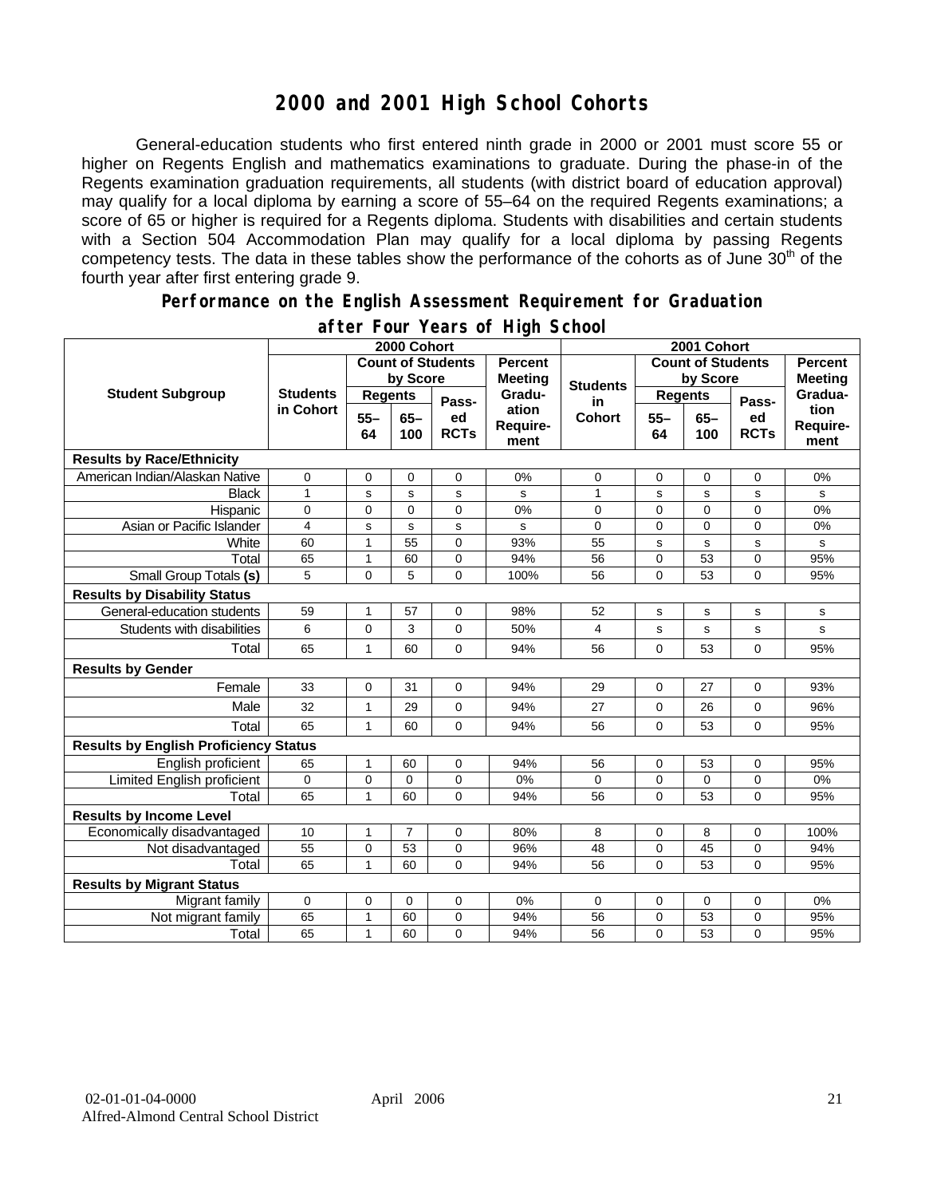## 2000 and 2001 High School Cohorts

General-education students who first entered ninth grade in 2000 or 2001 must score 55 or higher on Regents English and mathematics examinations to graduate. During the phase-in of the Regents examination graduation requirements, all students (with district board of education approval) may qualify for a local diploma by earning a score of 55–64 on the required Regents examinations; a score of 65 or higher is required for a Regents diploma. Students with disabilities and certain students with a Section 504 Accommodation Plan may qualify for a local diploma by passing Regents competency tests. The data in these tables show the performance of the cohorts as of June 30th of the fourth year after first entering grade 9.

### Performance on the English Assessment Requirement for Graduation after Four Years of High School

| Student Subgroup | 2000 Cohort | | | | | 2001 Cohort | | | | |
|---|---|---|---|---|---|---|---|---|---|---|
| | Students in Cohort | Count of Students by Score | | | Percent Meeting Graduation Requirement | Students in Cohort | Count of Students by Score | | | Percent Meeting Graduation Requirement |
| | | Regents 55–64 | Regents 65–100 | Passed RCTs | | | Regents 55–64 | Regents 65–100 | Passed RCTs | |
| **Results by Race/Ethnicity** | | | | | | | | | | |
| American Indian/Alaskan Native | 0 | 0 | 0 | 0 | 0% | 0 | 0 | 0 | 0 | 0% |
| Black | 1 | s | s | s | s | 1 | s | s | s | s |
| Hispanic | 0 | 0 | 0 | 0 | 0% | 0 | 0 | 0 | 0 | 0% |
| Asian or Pacific Islander | 4 | s | s | s | s | 0 | 0 | 0 | 0 | 0% |
| White | 60 | 1 | 55 | 0 | 93% | 55 | s | s | s | s |
| Total | 65 | 1 | 60 | 0 | 94% | 56 | 0 | 53 | 0 | 95% |
| Small Group Totals **(s)** | 5 | 0 | 5 | 0 | 100% | 56 | 0 | 53 | 0 | 95% |
| **Results by Disability Status** | | | | | | | | | | |
| General-education students | 59 | 1 | 57 | 0 | 98% | 52 | s | s | s | s |
| Students with disabilities | 6 | 0 | 3 | 0 | 50% | 4 | s | s | s | s |
| Total | 65 | 1 | 60 | 0 | 94% | 56 | 0 | 53 | 0 | 95% |
| **Results by Gender** | | | | | | | | | | |
| Female | 33 | 0 | 31 | 0 | 94% | 29 | 0 | 27 | 0 | 93% |
| Male | 32 | 1 | 29 | 0 | 94% | 27 | 0 | 26 | 0 | 96% |
| Total | 65 | 1 | 60 | 0 | 94% | 56 | 0 | 53 | 0 | 95% |
| **Results by English Proficiency Status** | | | | | | | | | | |
| English proficient | 65 | 1 | 60 | 0 | 94% | 56 | 0 | 53 | 0 | 95% |
| Limited English proficient | 0 | 0 | 0 | 0 | 0% | 0 | 0 | 0 | 0 | 0% |
| Total | 65 | 1 | 60 | 0 | 94% | 56 | 0 | 53 | 0 | 95% |
| **Results by Income Level** | | | | | | | | | | |
| Economically disadvantaged | 10 | 1 | 7 | 0 | 80% | 8 | 0 | 8 | 0 | 100% |
| Not disadvantaged | 55 | 0 | 53 | 0 | 96% | 48 | 0 | 45 | 0 | 94% |
| Total | 65 | 1 | 60 | 0 | 94% | 56 | 0 | 53 | 0 | 95% |
| **Results by Migrant Status** | | | | | | | | | | |
| Migrant family | 0 | 0 | 0 | 0 | 0% | 0 | 0 | 0 | 0 | 0% |
| Not migrant family | 65 | 1 | 60 | 0 | 94% | 56 | 0 | 53 | 0 | 95% |
| Total | 65 | 1 | 60 | 0 | 94% | 56 | 0 | 53 | 0 | 95% |

02-01-01-04-0000 April 2006
Alfred-Almond Central School District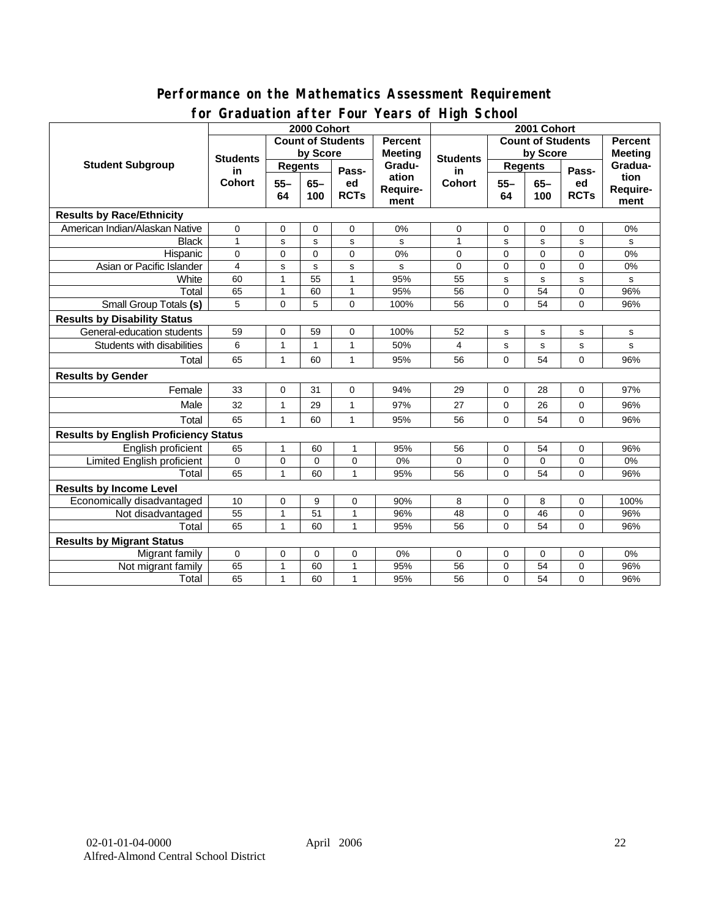## Performance on the Mathematics Assessment Requirement for Graduation after Four Years of High School

| Student Subgroup | 2000 Cohort | | | | | 2001 Cohort | | | | |
|---|---|---|---|---|---|---|---|---|---|---|
| | Students in Cohort | Count of Students by Score | | | Percent Meeting Graduation Requirement | Students in Cohort | Count of Students by Score | | | Percent Meeting Graduation Requirement |
| | | Regents 55–64 | Regents 65–100 | Passed RCTs | | | Regents 55–64 | Regents 65–100 | Passed RCTs | |
| **Results by Race/Ethnicity** | | | | | | | | | | |
| American Indian/Alaskan Native | 0 | 0 | 0 | 0 | 0% | 0 | 0 | 0 | 0 | 0% |
| Black | 1 | s | s | s | s | 1 | s | s | s | s |
| Hispanic | 0 | 0 | 0 | 0 | 0% | 0 | 0 | 0 | 0 | 0% |
| Asian or Pacific Islander | 4 | s | s | s | s | 0 | 0 | 0 | 0 | 0% |
| White | 60 | 1 | 55 | 1 | 95% | 55 | s | s | s | s |
| Total | 65 | 1 | 60 | 1 | 95% | 56 | 0 | 54 | 0 | 96% |
| Small Group Totals **(s)** | 5 | 0 | 5 | 0 | 100% | 56 | 0 | 54 | 0 | 96% |
| **Results by Disability Status** | | | | | | | | | | |
| General-education students | 59 | 0 | 59 | 0 | 100% | 52 | s | s | s | s |
| Students with disabilities | 6 | 1 | 1 | 1 | 50% | 4 | s | s | s | s |
| Total | 65 | 1 | 60 | 1 | 95% | 56 | 0 | 54 | 0 | 96% |
| **Results by Gender** | | | | | | | | | | |
| Female | 33 | 0 | 31 | 0 | 94% | 29 | 0 | 28 | 0 | 97% |
| Male | 32 | 1 | 29 | 1 | 97% | 27 | 0 | 26 | 0 | 96% |
| Total | 65 | 1 | 60 | 1 | 95% | 56 | 0 | 54 | 0 | 96% |
| **Results by English Proficiency Status** | | | | | | | | | | |
| English proficient | 65 | 1 | 60 | 1 | 95% | 56 | 0 | 54 | 0 | 96% |
| Limited English proficient | 0 | 0 | 0 | 0 | 0% | 0 | 0 | 0 | 0 | 0% |
| Total | 65 | 1 | 60 | 1 | 95% | 56 | 0 | 54 | 0 | 96% |
| **Results by Income Level** | | | | | | | | | | |
| Economically disadvantaged | 10 | 0 | 9 | 0 | 90% | 8 | 0 | 8 | 0 | 100% |
| Not disadvantaged | 55 | 1 | 51 | 1 | 96% | 48 | 0 | 46 | 0 | 96% |
| Total | 65 | 1 | 60 | 1 | 95% | 56 | 0 | 54 | 0 | 96% |
| **Results by Migrant Status** | | | | | | | | | | |
| Migrant family | 0 | 0 | 0 | 0 | 0% | 0 | 0 | 0 | 0 | 0% |
| Not migrant family | 65 | 1 | 60 | 1 | 95% | 56 | 0 | 54 | 0 | 96% |
| Total | 65 | 1 | 60 | 1 | 95% | 56 | 0 | 54 | 0 | 96% |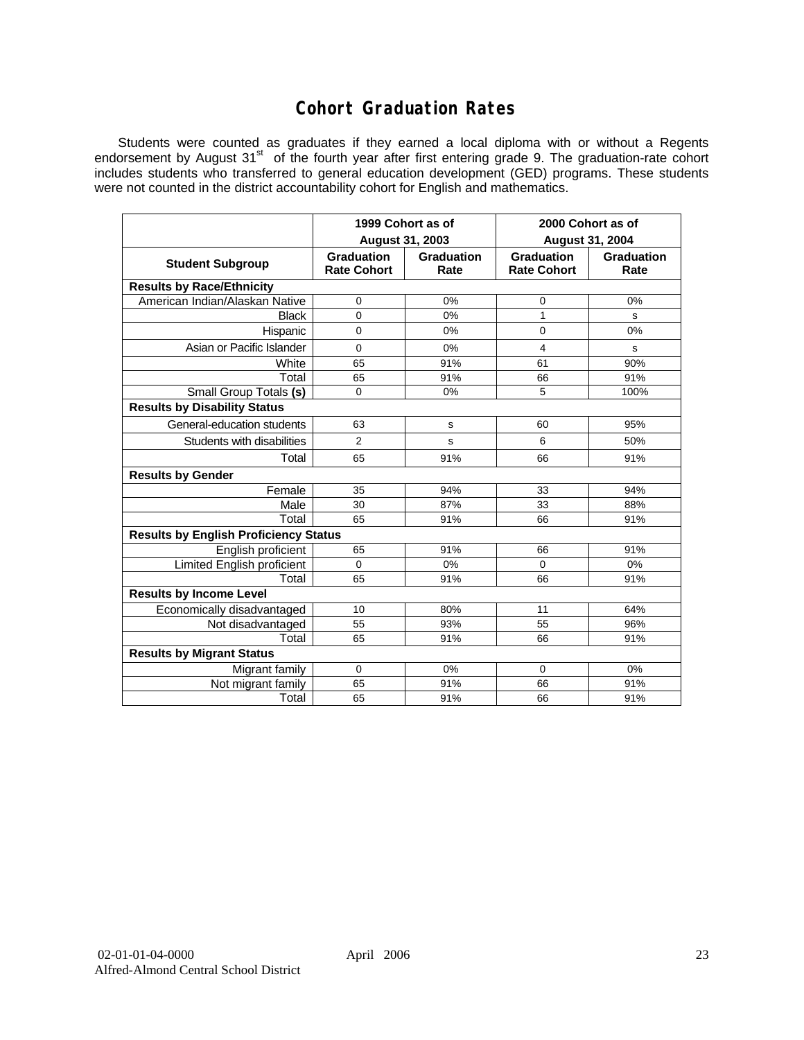# Cohort Graduation Rates

Students were counted as graduates if they earned a local diploma with or without a Regents endorsement by August 31st of the fourth year after first entering grade 9. The graduation-rate cohort includes students who transferred to general education development (GED) programs. These students were not counted in the district accountability cohort for English and mathematics.

| | 1999 Cohort as of August 31, 2003 | | 2000 Cohort as of August 31, 2004 | |
|---|---|---|---|---|
| **Student Subgroup** | **Graduation Rate Cohort** | **Graduation Rate** | **Graduation Rate Cohort** | **Graduation Rate** |
| **Results by Race/Ethnicity** | | | | |
| American Indian/Alaskan Native | 0 | 0% | 0 | 0% |
| Black | 0 | 0% | 1 | s |
| Hispanic | 0 | 0% | 0 | 0% |
| Asian or Pacific Islander | 0 | 0% | 4 | s |
| White | 65 | 91% | 61 | 90% |
| Total | 65 | 91% | 66 | 91% |
| Small Group Totals **(s)** | 0 | 0% | 5 | 100% |
| **Results by Disability Status** | | | | |
| General-education students | 63 | s | 60 | 95% |
| Students with disabilities | 2 | s | 6 | 50% |
| Total | 65 | 91% | 66 | 91% |
| **Results by Gender** | | | | |
| Female | 35 | 94% | 33 | 94% |
| Male | 30 | 87% | 33 | 88% |
| Total | 65 | 91% | 66 | 91% |
| **Results by English Proficiency Status** | | | | |
| English proficient | 65 | 91% | 66 | 91% |
| Limited English proficient | 0 | 0% | 0 | 0% |
| Total | 65 | 91% | 66 | 91% |
| **Results by Income Level** | | | | |
| Economically disadvantaged | 10 | 80% | 11 | 64% |
| Not disadvantaged | 55 | 93% | 55 | 96% |
| Total | 65 | 91% | 66 | 91% |
| **Results by Migrant Status** | | | | |
| Migrant family | 0 | 0% | 0 | 0% |
| Not migrant family | 65 | 91% | 66 | 91% |
| Total | 65 | 91% | 66 | 91% |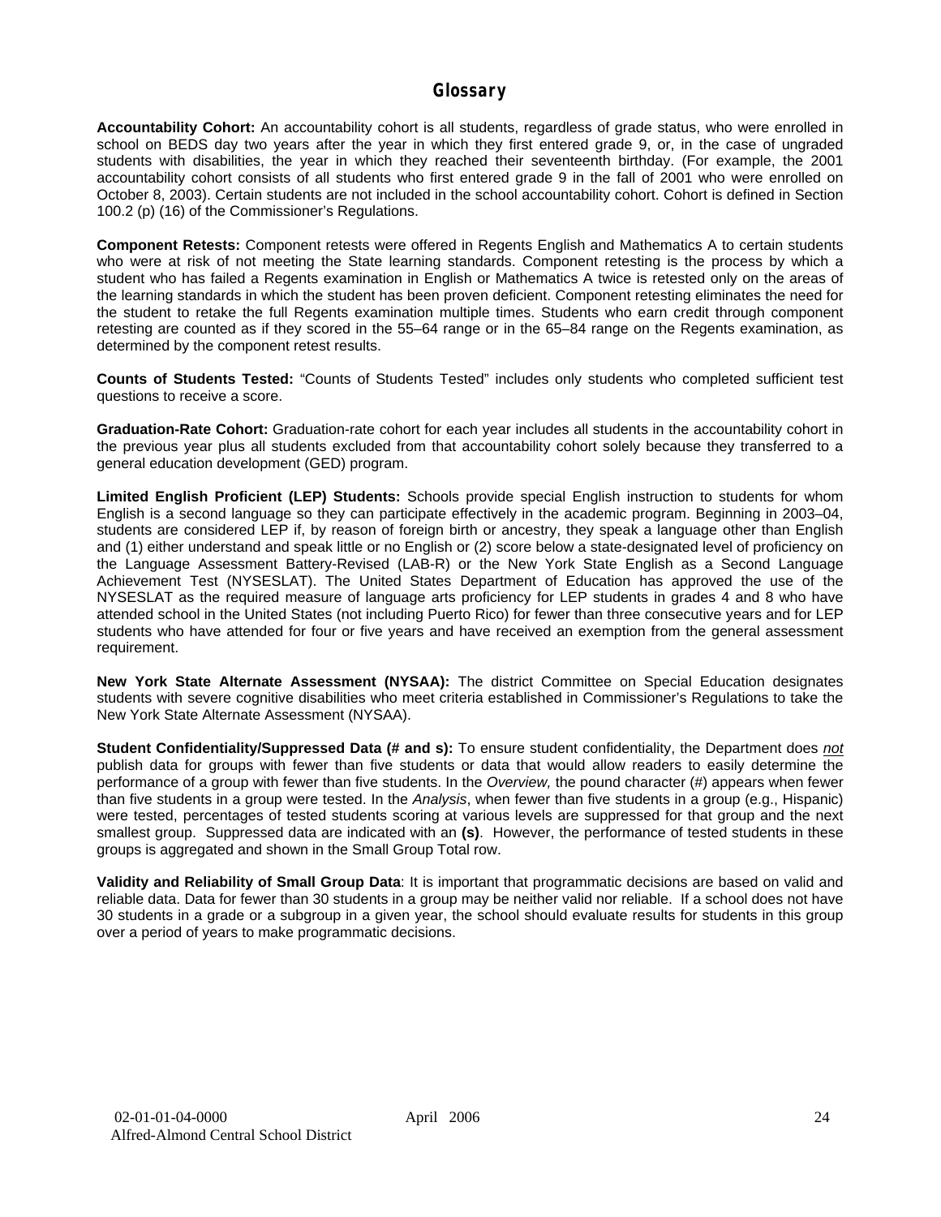# Glossary

**Accountability Cohort:** An accountability cohort is all students, regardless of grade status, who were enrolled in school on BEDS day two years after the year in which they first entered grade 9, or, in the case of ungraded students with disabilities, the year in which they reached their seventeenth birthday. (For example, the 2001 accountability cohort consists of all students who first entered grade 9 in the fall of 2001 who were enrolled on October 8, 2003). Certain students are not included in the school accountability cohort. Cohort is defined in Section 100.2 (p) (16) of the Commissioner's Regulations.

**Component Retests:** Component retests were offered in Regents English and Mathematics A to certain students who were at risk of not meeting the State learning standards. Component retesting is the process by which a student who has failed a Regents examination in English or Mathematics A twice is retested only on the areas of the learning standards in which the student has been proven deficient. Component retesting eliminates the need for the student to retake the full Regents examination multiple times. Students who earn credit through component retesting are counted as if they scored in the 55–64 range or in the 65–84 range on the Regents examination, as determined by the component retest results.

**Counts of Students Tested:** "Counts of Students Tested" includes only students who completed sufficient test questions to receive a score.

**Graduation-Rate Cohort:** Graduation-rate cohort for each year includes all students in the accountability cohort in the previous year plus all students excluded from that accountability cohort solely because they transferred to a general education development (GED) program.

**Limited English Proficient (LEP) Students:** Schools provide special English instruction to students for whom English is a second language so they can participate effectively in the academic program. Beginning in 2003–04, students are considered LEP if, by reason of foreign birth or ancestry, they speak a language other than English and (1) either understand and speak little or no English or (2) score below a state-designated level of proficiency on the Language Assessment Battery-Revised (LAB-R) or the New York State English as a Second Language Achievement Test (NYSESLAT). The United States Department of Education has approved the use of the NYSESLAT as the required measure of language arts proficiency for LEP students in grades 4 and 8 who have attended school in the United States (not including Puerto Rico) for fewer than three consecutive years and for LEP students who have attended for four or five years and have received an exemption from the general assessment requirement.

**New York State Alternate Assessment (NYSAA):** The district Committee on Special Education designates students with severe cognitive disabilities who meet criteria established in Commissioner's Regulations to take the New York State Alternate Assessment (NYSAA).

**Student Confidentiality/Suppressed Data (# and s):** To ensure student confidentiality, the Department does *not* publish data for groups with fewer than five students or data that would allow readers to easily determine the performance of a group with fewer than five students. In the *Overview,* the pound character (#) appears when fewer than five students in a group were tested. In the *Analysis*, when fewer than five students in a group (e.g., Hispanic) were tested, percentages of tested students scoring at various levels are suppressed for that group and the next smallest group. Suppressed data are indicated with an **(s)**. However, the performance of tested students in these groups is aggregated and shown in the Small Group Total row.

**Validity and Reliability of Small Group Data**: It is important that programmatic decisions are based on valid and reliable data. Data for fewer than 30 students in a group may be neither valid nor reliable. If a school does not have 30 students in a grade or a subgroup in a given year, the school should evaluate results for students in this group over a period of years to make programmatic decisions.

02-01-01-04-0000 April 2006
Alfred-Almond Central School District